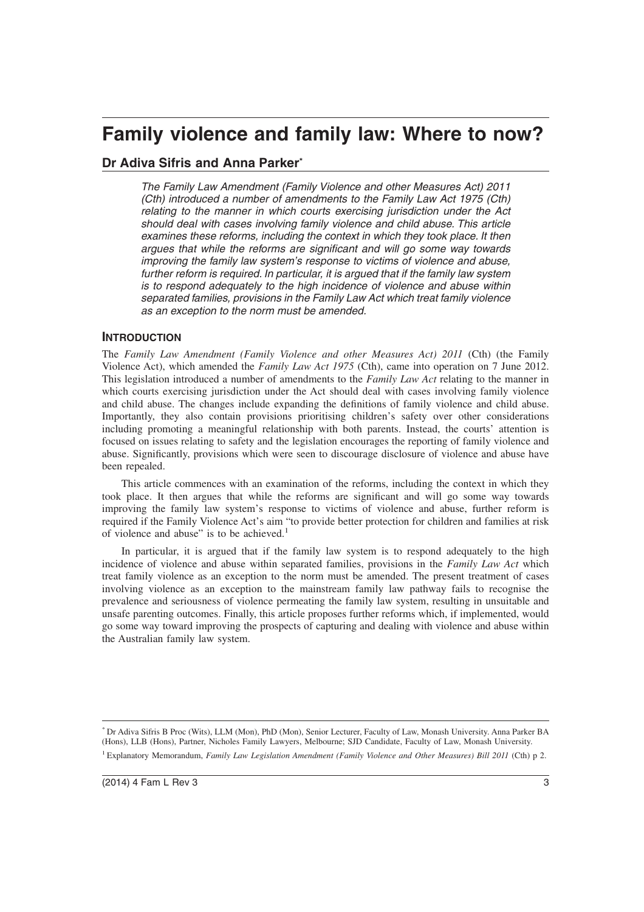# Family violence and family law: Where to now?

## Dr Adiva Sifris and Anna Parker*

*The Family Law Amendment (Family Violence and other Measures Act) 2011 (Cth) introduced a number of amendments to the Family Law Act 1975 (Cth) relating to the manner in which courts exercising jurisdiction under the Act should deal with cases involving family violence and child abuse. This article examines these reforms, including the context in which they took place. It then argues that while the reforms are significant and will go some way towards improving the family law system's response to victims of violence and abuse, further reform is required. In particular, it is argued that if the family law system is to respond adequately to the high incidence of violence and abuse within separated families, provisions in the Family Law Act which treat family violence as an exception to the norm must be amended.*

### INTRODUCTION

The *Family Law Amendment (Family Violence and other Measures Act) 2011* (Cth) (the Family Violence Act), which amended the *Family Law Act 1975* (Cth), came into operation on 7 June 2012. This legislation introduced a number of amendments to the *Family Law Act* relating to the manner in which courts exercising jurisdiction under the Act should deal with cases involving family violence and child abuse. The changes include expanding the definitions of family violence and child abuse. Importantly, they also contain provisions prioritising children's safety over other considerations including promoting a meaningful relationship with both parents. Instead, the courts' attention is focused on issues relating to safety and the legislation encourages the reporting of family violence and abuse. Significantly, provisions which were seen to discourage disclosure of violence and abuse have been repealed.

This article commences with an examination of the reforms, including the context in which they took place. It then argues that while the reforms are significant and will go some way towards improving the family law system's response to victims of violence and abuse, further reform is required if the Family Violence Act's aim "to provide better protection for children and families at risk of violence and abuse" is to be achieved.[1]

In particular, it is argued that if the family law system is to respond adequately to the high incidence of violence and abuse within separated families, provisions in the *Family Law Act* which treat family violence as an exception to the norm must be amended. The present treatment of cases involving violence as an exception to the mainstream family law pathway fails to recognise the prevalence and seriousness of violence permeating the family law system, resulting in unsuitable and unsafe parenting outcomes. Finally, this article proposes further reforms which, if implemented, would go some way toward improving the prospects of capturing and dealing with violence and abuse within the Australian family law system.

---

* Dr Adiva Sifris B Proc (Wits), LLM (Mon), PhD (Mon), Senior Lecturer, Faculty of Law, Monash University. Anna Parker BA (Hons), LLB (Hons), Partner, Nicholes Family Lawyers, Melbourne; SJD Candidate, Faculty of Law, Monash University.

[1] Explanatory Memorandum, *Family Law Legislation Amendment (Family Violence and Other Measures) Bill 2011* (Cth) p 2.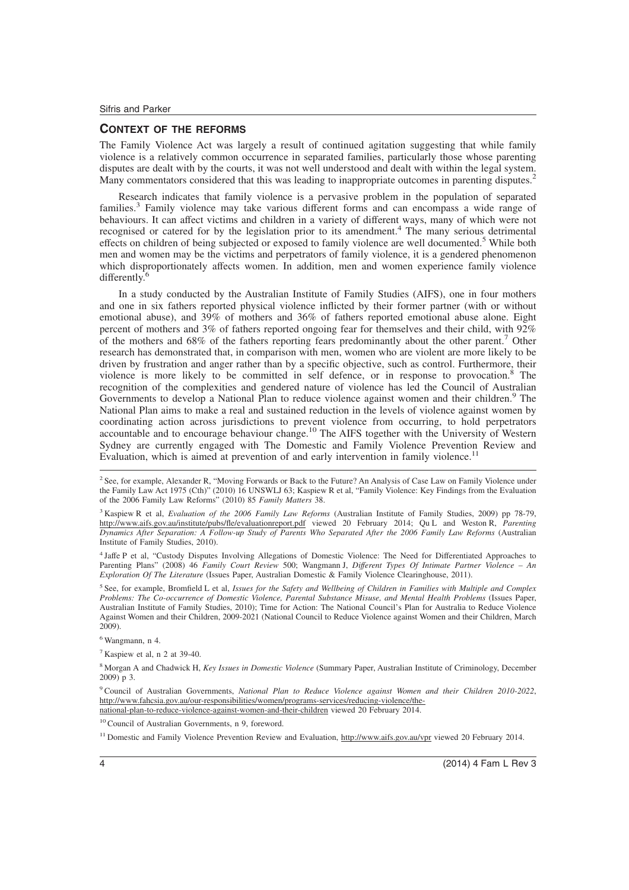## CONTEXT OF THE REFORMS

The Family Violence Act was largely a result of continued agitation suggesting that while family violence is a relatively common occurrence in separated families, particularly those whose parenting disputes are dealt with by the courts, it was not well understood and dealt with within the legal system. Many commentators considered that this was leading to inappropriate outcomes in parenting disputes.[2]

Research indicates that family violence is a pervasive problem in the population of separated families.[3] Family violence may take various different forms and can encompass a wide range of behaviours. It can affect victims and children in a variety of different ways, many of which were not recognised or catered for by the legislation prior to its amendment.[4] The many serious detrimental effects on children of being subjected or exposed to family violence are well documented.[5] While both men and women may be the victims and perpetrators of family violence, it is a gendered phenomenon which disproportionately affects women. In addition, men and women experience family violence differently.[6]

In a study conducted by the Australian Institute of Family Studies (AIFS), one in four mothers and one in six fathers reported physical violence inflicted by their former partner (with or without emotional abuse), and 39% of mothers and 36% of fathers reported emotional abuse alone. Eight percent of mothers and 3% of fathers reported ongoing fear for themselves and their child, with 92% of the mothers and 68% of the fathers reporting fears predominantly about the other parent.[7] Other research has demonstrated that, in comparison with men, women who are violent are more likely to be driven by frustration and anger rather than by a specific objective, such as control. Furthermore, their violence is more likely to be committed in self defence, or in response to provocation.[8] The recognition of the complexities and gendered nature of violence has led the Council of Australian Governments to develop a National Plan to reduce violence against women and their children.[9] The National Plan aims to make a real and sustained reduction in the levels of violence against women by coordinating action across jurisdictions to prevent violence from occurring, to hold perpetrators accountable and to encourage behaviour change.[10] The AIFS together with the University of Western Sydney are currently engaged with The Domestic and Family Violence Prevention Review and Evaluation, which is aimed at prevention of and early intervention in family violence.[11]

---

[2] See, for example, Alexander R, "Moving Forwards or Back to the Future? An Analysis of Case Law on Family Violence under the Family Law Act 1975 (Cth)" (2010) 16 UNSWLJ 63; Kaspiew R et al, "Family Violence: Key Findings from the Evaluation of the 2006 Family Law Reforms" (2010) 85 *Family Matters* 38.

[3] Kaspiew R et al, *Evaluation of the 2006 Family Law Reforms* (Australian Institute of Family Studies, 2009) pp 78-79, http://www.aifs.gov.au/institute/pubs/fle/evaluationreport.pdf viewed 20 February 2014; Qu L and Weston R, *Parenting Dynamics After Separation: A Follow-up Study of Parents Who Separated After the 2006 Family Law Reforms* (Australian Institute of Family Studies, 2010).

[4] Jaffe P et al, "Custody Disputes Involving Allegations of Domestic Violence: The Need for Differentiated Approaches to Parenting Plans" (2008) 46 *Family Court Review* 500; Wangmann J, *Different Types Of Intimate Partner Violence – An Exploration Of The Literature* (Issues Paper, Australian Domestic & Family Violence Clearinghouse, 2011).

[5] See, for example, Bromfield L et al, *Issues for the Safety and Wellbeing of Children in Families with Multiple and Complex Problems: The Co-occurrence of Domestic Violence, Parental Substance Misuse, and Mental Health Problems* (Issues Paper, Australian Institute of Family Studies, 2010); Time for Action: The National Council's Plan for Australia to Reduce Violence Against Women and their Children, 2009-2021 (National Council to Reduce Violence against Women and their Children, March 2009).

[6] Wangmann, n 4.

[7] Kaspiew et al, n 2 at 39-40.

[8] Morgan A and Chadwick H, *Key Issues in Domestic Violence* (Summary Paper, Australian Institute of Criminology, December 2009) p 3.

[9] Council of Australian Governments, *National Plan to Reduce Violence against Women and their Children 2010-2022*, http://www.fahcsia.gov.au/our-responsibilities/women/programs-services/reducing-violence/the-national-plan-to-reduce-violence-against-women-and-their-children viewed 20 February 2014.

[10] Council of Australian Governments, n 9, foreword.

[11] Domestic and Family Violence Prevention Review and Evaluation, http://www.aifs.gov.au/vpr viewed 20 February 2014.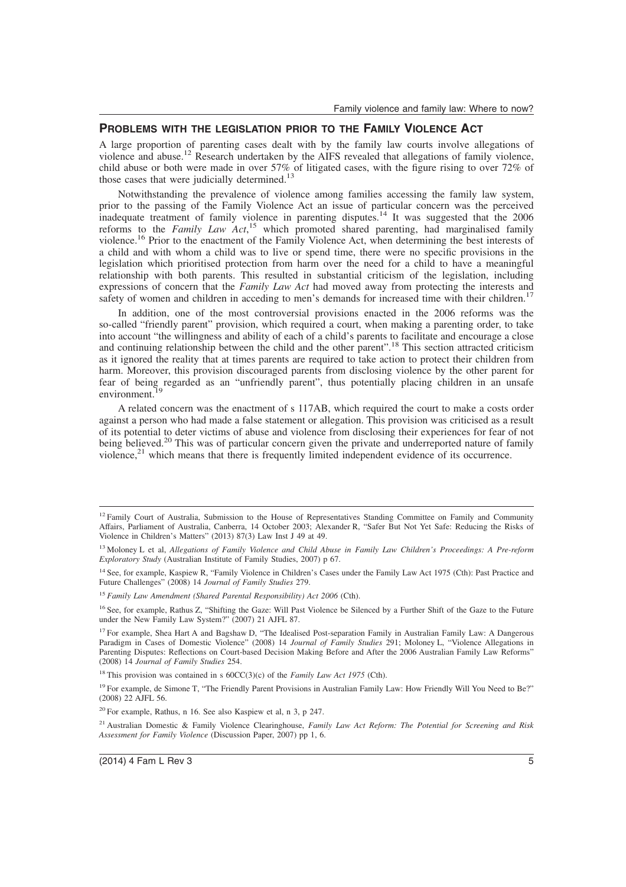## Problems with the legislation prior to the Family Violence Act

A large proportion of parenting cases dealt with by the family law courts involve allegations of violence and abuse.[12] Research undertaken by the AIFS revealed that allegations of family violence, child abuse or both were made in over 57% of litigated cases, with the figure rising to over 72% of those cases that were judicially determined.[13]

Notwithstanding the prevalence of violence among families accessing the family law system, prior to the passing of the Family Violence Act an issue of particular concern was the perceived inadequate treatment of family violence in parenting disputes.[14] It was suggested that the 2006 reforms to the *Family Law Act*,[15] which promoted shared parenting, had marginalised family violence.[16] Prior to the enactment of the Family Violence Act, when determining the best interests of a child and with whom a child was to live or spend time, there were no specific provisions in the legislation which prioritised protection from harm over the need for a child to have a meaningful relationship with both parents. This resulted in substantial criticism of the legislation, including expressions of concern that the *Family Law Act* had moved away from protecting the interests and safety of women and children in acceding to men's demands for increased time with their children.[17]

In addition, one of the most controversial provisions enacted in the 2006 reforms was the so-called "friendly parent" provision, which required a court, when making a parenting order, to take into account "the willingness and ability of each of a child's parents to facilitate and encourage a close and continuing relationship between the child and the other parent".[18] This section attracted criticism as it ignored the reality that at times parents are required to take action to protect their children from harm. Moreover, this provision discouraged parents from disclosing violence by the other parent for fear of being regarded as an "unfriendly parent", thus potentially placing children in an unsafe environment.[19]

A related concern was the enactment of s 117AB, which required the court to make a costs order against a person who had made a false statement or allegation. This provision was criticised as a result of its potential to deter victims of abuse and violence from disclosing their experiences for fear of not being believed.[20] This was of particular concern given the private and underreported nature of family violence,[21] which means that there is frequently limited independent evidence of its occurrence.

---

[12] Family Court of Australia, Submission to the House of Representatives Standing Committee on Family and Community Affairs, Parliament of Australia, Canberra, 14 October 2003; Alexander R, "Safer But Not Yet Safe: Reducing the Risks of Violence in Children's Matters" (2013) 87(3) Law Inst J 49 at 49.

[13] Moloney L et al, *Allegations of Family Violence and Child Abuse in Family Law Children's Proceedings: A Pre-reform Exploratory Study* (Australian Institute of Family Studies, 2007) p 67.

[14] See, for example, Kaspiew R, "Family Violence in Children's Cases under the Family Law Act 1975 (Cth): Past Practice and Future Challenges" (2008) 14 *Journal of Family Studies* 279.

[15] *Family Law Amendment (Shared Parental Responsibility) Act 2006* (Cth).

[16] See, for example, Rathus Z, "Shifting the Gaze: Will Past Violence be Silenced by a Further Shift of the Gaze to the Future under the New Family Law System?" (2007) 21 AJFL 87.

[17] For example, Shea Hart A and Bagshaw D, "The Idealised Post-separation Family in Australian Family Law: A Dangerous Paradigm in Cases of Domestic Violence" (2008) 14 *Journal of Family Studies* 291; Moloney L, "Violence Allegations in Parenting Disputes: Reflections on Court-based Decision Making Before and After the 2006 Australian Family Law Reforms" (2008) 14 *Journal of Family Studies* 254.

[18] This provision was contained in s 60CC(3)(c) of the *Family Law Act 1975* (Cth).

[19] For example, de Simone T, "The Friendly Parent Provisions in Australian Family Law: How Friendly Will You Need to Be?" (2008) 22 AJFL 56.

[20] For example, Rathus, n 16. See also Kaspiew et al, n 3, p 247.

[21] Australian Domestic & Family Violence Clearinghouse, *Family Law Act Reform: The Potential for Screening and Risk Assessment for Family Violence* (Discussion Paper, 2007) pp 1, 6.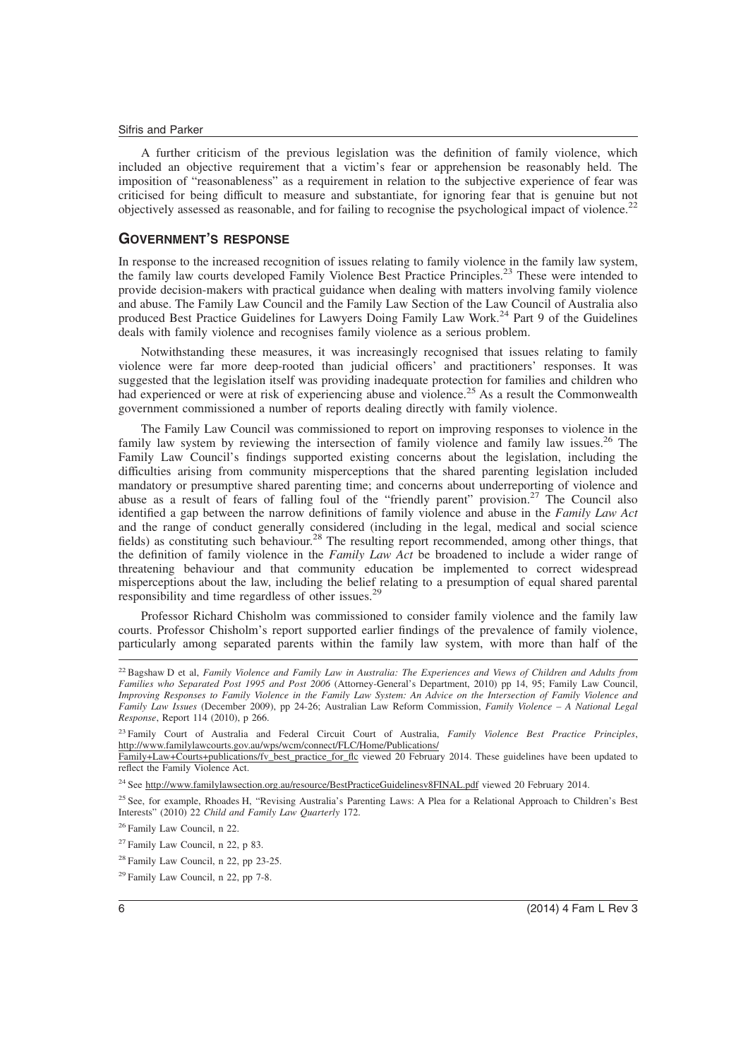A further criticism of the previous legislation was the definition of family violence, which included an objective requirement that a victim's fear or apprehension be reasonably held. The imposition of "reasonableness" as a requirement in relation to the subjective experience of fear was criticised for being difficult to measure and substantiate, for ignoring fear that is genuine but not objectively assessed as reasonable, and for failing to recognise the psychological impact of violence.[22]

## GOVERNMENT'S RESPONSE

In response to the increased recognition of issues relating to family violence in the family law system, the family law courts developed Family Violence Best Practice Principles.[23] These were intended to provide decision-makers with practical guidance when dealing with matters involving family violence and abuse. The Family Law Council and the Family Law Section of the Law Council of Australia also produced Best Practice Guidelines for Lawyers Doing Family Law Work.[24] Part 9 of the Guidelines deals with family violence and recognises family violence as a serious problem.

Notwithstanding these measures, it was increasingly recognised that issues relating to family violence were far more deep-rooted than judicial officers' and practitioners' responses. It was suggested that the legislation itself was providing inadequate protection for families and children who had experienced or were at risk of experiencing abuse and violence.[25] As a result the Commonwealth government commissioned a number of reports dealing directly with family violence.

The Family Law Council was commissioned to report on improving responses to violence in the family law system by reviewing the intersection of family violence and family law issues.[26] The Family Law Council's findings supported existing concerns about the legislation, including the difficulties arising from community misperceptions that the shared parenting legislation included mandatory or presumptive shared parenting time; and concerns about underreporting of violence and abuse as a result of fears of falling foul of the "friendly parent" provision.[27] The Council also identified a gap between the narrow definitions of family violence and abuse in the *Family Law Act* and the range of conduct generally considered (including in the legal, medical and social science fields) as constituting such behaviour.[28] The resulting report recommended, among other things, that the definition of family violence in the *Family Law Act* be broadened to include a wider range of threatening behaviour and that community education be implemented to correct widespread misperceptions about the law, including the belief relating to a presumption of equal shared parental responsibility and time regardless of other issues.[29]

Professor Richard Chisholm was commissioned to consider family violence and the family law courts. Professor Chisholm's report supported earlier findings of the prevalence of family violence, particularly among separated parents within the family law system, with more than half of the

---

[22] Bagshaw D et al, *Family Violence and Family Law in Australia: The Experiences and Views of Children and Adults from Families who Separated Post 1995 and Post 2006* (Attorney-General's Department, 2010) pp 14, 95; Family Law Council, *Improving Responses to Family Violence in the Family Law System: An Advice on the Intersection of Family Violence and Family Law Issues* (December 2009), pp 24-26; Australian Law Reform Commission, *Family Violence – A National Legal Response*, Report 114 (2010), p 266.

[23] Family Court of Australia and Federal Circuit Court of Australia, *Family Violence Best Practice Principles*, http://www.familylawcourts.gov.au/wps/wcm/connect/FLC/Home/Publications/Family+Law+Courts+publications/fv_best_practice_for_flc viewed 20 February 2014. These guidelines have been updated to reflect the Family Violence Act.

[24] See http://www.familylawsection.org.au/resource/BestPracticeGuidelinesv8FINAL.pdf viewed 20 February 2014.

[25] See, for example, Rhoades H, "Revising Australia's Parenting Laws: A Plea for a Relational Approach to Children's Best Interests" (2010) 22 *Child and Family Law Quarterly* 172.

[26] Family Law Council, n 22.

[27] Family Law Council, n 22, p 83.

[28] Family Law Council, n 22, pp 23-25.

[29] Family Law Council, n 22, pp 7-8.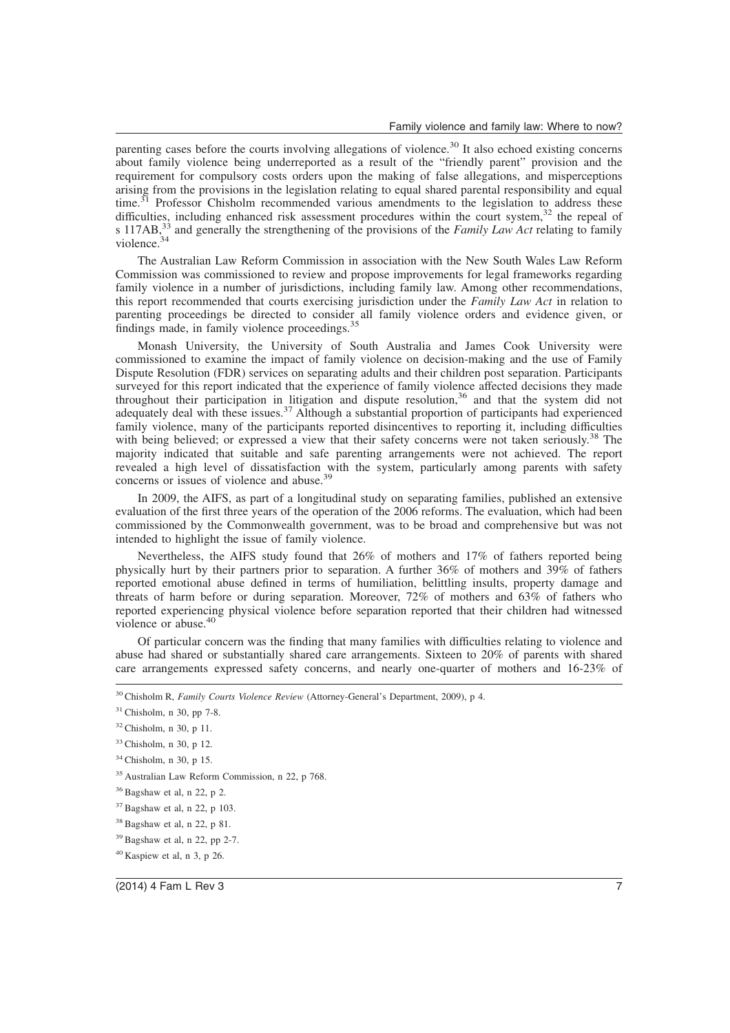parenting cases before the courts involving allegations of violence.[30] It also echoed existing concerns about family violence being underreported as a result of the "friendly parent" provision and the requirement for compulsory costs orders upon the making of false allegations, and misperceptions arising from the provisions in the legislation relating to equal shared parental responsibility and equal time.[31] Professor Chisholm recommended various amendments to the legislation to address these difficulties, including enhanced risk assessment procedures within the court system,[32] the repeal of s 117AB,[33] and generally the strengthening of the provisions of the *Family Law Act* relating to family violence.[34]

The Australian Law Reform Commission in association with the New South Wales Law Reform Commission was commissioned to review and propose improvements for legal frameworks regarding family violence in a number of jurisdictions, including family law. Among other recommendations, this report recommended that courts exercising jurisdiction under the *Family Law Act* in relation to parenting proceedings be directed to consider all family violence orders and evidence given, or findings made, in family violence proceedings.[35]

Monash University, the University of South Australia and James Cook University were commissioned to examine the impact of family violence on decision-making and the use of Family Dispute Resolution (FDR) services on separating adults and their children post separation. Participants surveyed for this report indicated that the experience of family violence affected decisions they made throughout their participation in litigation and dispute resolution,[36] and that the system did not adequately deal with these issues.[37] Although a substantial proportion of participants had experienced family violence, many of the participants reported disincentives to reporting it, including difficulties with being believed; or expressed a view that their safety concerns were not taken seriously.[38] The majority indicated that suitable and safe parenting arrangements were not achieved. The report revealed a high level of dissatisfaction with the system, particularly among parents with safety concerns or issues of violence and abuse.[39]

In 2009, the AIFS, as part of a longitudinal study on separating families, published an extensive evaluation of the first three years of the operation of the 2006 reforms. The evaluation, which had been commissioned by the Commonwealth government, was to be broad and comprehensive but was not intended to highlight the issue of family violence.

Nevertheless, the AIFS study found that 26% of mothers and 17% of fathers reported being physically hurt by their partners prior to separation. A further 36% of mothers and 39% of fathers reported emotional abuse defined in terms of humiliation, belittling insults, property damage and threats of harm before or during separation. Moreover, 72% of mothers and 63% of fathers who reported experiencing physical violence before separation reported that their children had witnessed violence or abuse.[40]

Of particular concern was the finding that many families with difficulties relating to violence and abuse had shared or substantially shared care arrangements. Sixteen to 20% of parents with shared care arrangements expressed safety concerns, and nearly one-quarter of mothers and 16-23% of

---

[30] Chisholm R, *Family Courts Violence Review* (Attorney-General's Department, 2009), p 4.

[31] Chisholm, n 30, pp 7-8.

[32] Chisholm, n 30, p 11.

[33] Chisholm, n 30, p 12.

[34] Chisholm, n 30, p 15.

[35] Australian Law Reform Commission, n 22, p 768.

[36] Bagshaw et al, n 22, p 2.

[37] Bagshaw et al, n 22, p 103.

[38] Bagshaw et al, n 22, p 81.

[39] Bagshaw et al, n 22, pp 2-7.

[40] Kaspiew et al, n 3, p 26.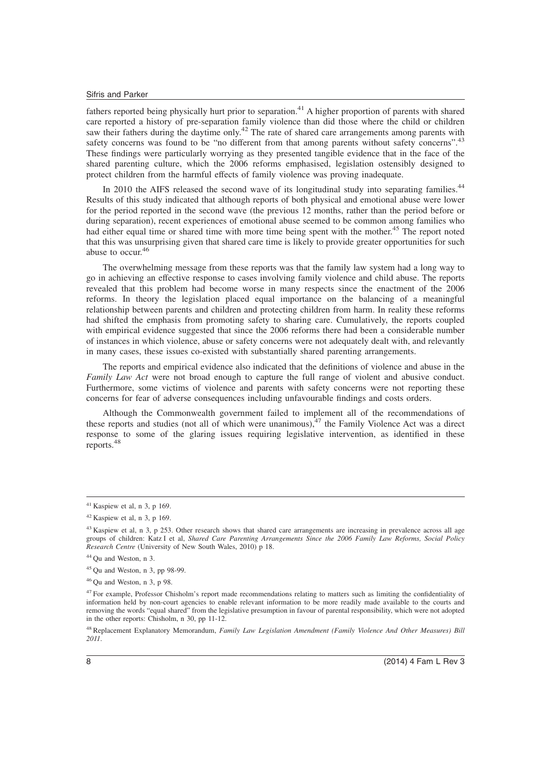fathers reported being physically hurt prior to separation.[41] A higher proportion of parents with shared care reported a history of pre-separation family violence than did those where the child or children saw their fathers during the daytime only.[42] The rate of shared care arrangements among parents with safety concerns was found to be "no different from that among parents without safety concerns".[43] These findings were particularly worrying as they presented tangible evidence that in the face of the shared parenting culture, which the 2006 reforms emphasised, legislation ostensibly designed to protect children from the harmful effects of family violence was proving inadequate.

In 2010 the AIFS released the second wave of its longitudinal study into separating families.[44] Results of this study indicated that although reports of both physical and emotional abuse were lower for the period reported in the second wave (the previous 12 months, rather than the period before or during separation), recent experiences of emotional abuse seemed to be common among families who had either equal time or shared time with more time being spent with the mother.[45] The report noted that this was unsurprising given that shared care time is likely to provide greater opportunities for such abuse to occur.[46]

The overwhelming message from these reports was that the family law system had a long way to go in achieving an effective response to cases involving family violence and child abuse. The reports revealed that this problem had become worse in many respects since the enactment of the 2006 reforms. In theory the legislation placed equal importance on the balancing of a meaningful relationship between parents and children and protecting children from harm. In reality these reforms had shifted the emphasis from promoting safety to sharing care. Cumulatively, the reports coupled with empirical evidence suggested that since the 2006 reforms there had been a considerable number of instances in which violence, abuse or safety concerns were not adequately dealt with, and relevantly in many cases, these issues co-existed with substantially shared parenting arrangements.

The reports and empirical evidence also indicated that the definitions of violence and abuse in the *Family Law Act* were not broad enough to capture the full range of violent and abusive conduct. Furthermore, some victims of violence and parents with safety concerns were not reporting these concerns for fear of adverse consequences including unfavourable findings and costs orders.

Although the Commonwealth government failed to implement all of the recommendations of these reports and studies (not all of which were unanimous),[47] the Family Violence Act was a direct response to some of the glaring issues requiring legislative intervention, as identified in these reports.[48]

---

[41] Kaspiew et al, n 3, p 169.

[42] Kaspiew et al, n 3, p 169.

[43] Kaspiew et al, n 3, p 253. Other research shows that shared care arrangements are increasing in prevalence across all age groups of children: Katz I et al, *Shared Care Parenting Arrangements Since the 2006 Family Law Reforms, Social Policy Research Centre* (University of New South Wales, 2010) p 18.

[44] Qu and Weston, n 3.

[45] Qu and Weston, n 3, pp 98-99.

[46] Qu and Weston, n 3, p 98.

[47] For example, Professor Chisholm's report made recommendations relating to matters such as limiting the confidentiality of information held by non-court agencies to enable relevant information to be more readily made available to the courts and removing the words "equal shared" from the legislative presumption in favour of parental responsibility, which were not adopted in the other reports: Chisholm, n 30, pp 11-12.

[48] Replacement Explanatory Memorandum, *Family Law Legislation Amendment (Family Violence And Other Measures) Bill 2011*.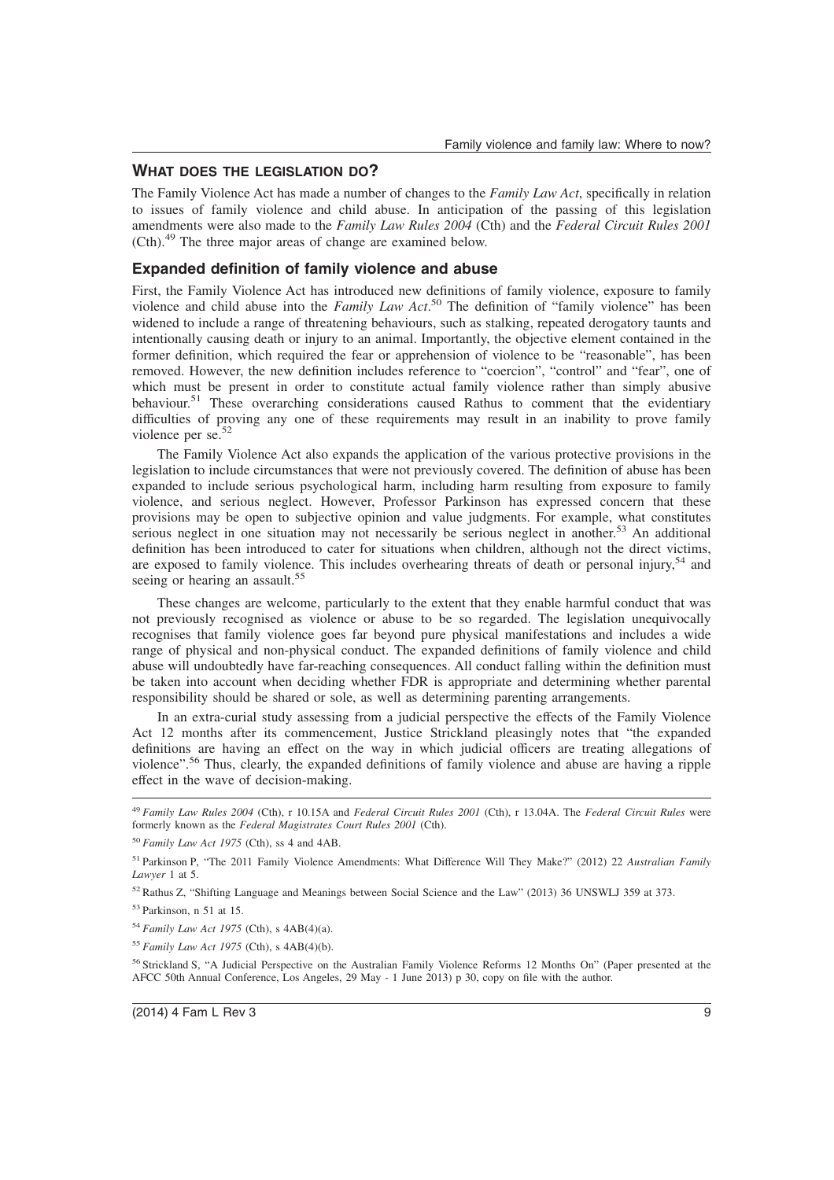## WHAT DOES THE LEGISLATION DO?

The Family Violence Act has made a number of changes to the *Family Law Act*, specifically in relation to issues of family violence and child abuse. In anticipation of the passing of this legislation amendments were also made to the *Family Law Rules 2004* (Cth) and the *Federal Circuit Rules 2001* (Cth).[49] The three major areas of change are examined below.

### Expanded definition of family violence and abuse

First, the Family Violence Act has introduced new definitions of family violence, exposure to family violence and child abuse into the *Family Law Act*.[50] The definition of "family violence" has been widened to include a range of threatening behaviours, such as stalking, repeated derogatory taunts and intentionally causing death or injury to an animal. Importantly, the objective element contained in the former definition, which required the fear or apprehension of violence to be "reasonable", has been removed. However, the new definition includes reference to "coercion", "control" and "fear", one of which must be present in order to constitute actual family violence rather than simply abusive behaviour.[51] These overarching considerations caused Rathus to comment that the evidentiary difficulties of proving any one of these requirements may result in an inability to prove family violence per se.[52]

The Family Violence Act also expands the application of the various protective provisions in the legislation to include circumstances that were not previously covered. The definition of abuse has been expanded to include serious psychological harm, including harm resulting from exposure to family violence, and serious neglect. However, Professor Parkinson has expressed concern that these provisions may be open to subjective opinion and value judgments. For example, what constitutes serious neglect in one situation may not necessarily be serious neglect in another.[53] An additional definition has been introduced to cater for situations when children, although not the direct victims, are exposed to family violence. This includes overhearing threats of death or personal injury,[54] and seeing or hearing an assault.[55]

These changes are welcome, particularly to the extent that they enable harmful conduct that was not previously recognised as violence or abuse to be so regarded. The legislation unequivocally recognises that family violence goes far beyond pure physical manifestations and includes a wide range of physical and non-physical conduct. The expanded definitions of family violence and child abuse will undoubtedly have far-reaching consequences. All conduct falling within the definition must be taken into account when deciding whether FDR is appropriate and determining whether parental responsibility should be shared or sole, as well as determining parenting arrangements.

In an extra-curial study assessing from a judicial perspective the effects of the Family Violence Act 12 months after its commencement, Justice Strickland pleasingly notes that "the expanded definitions are having an effect on the way in which judicial officers are treating allegations of violence".[56] Thus, clearly, the expanded definitions of family violence and abuse are having a ripple effect in the wave of decision-making.

---

[49] *Family Law Rules 2004* (Cth), r 10.15A and *Federal Circuit Rules 2001* (Cth), r 13.04A. The *Federal Circuit Rules* were formerly known as the *Federal Magistrates Court Rules 2001* (Cth).

[50] *Family Law Act 1975* (Cth), ss 4 and 4AB.

[51] Parkinson P, "The 2011 Family Violence Amendments: What Difference Will They Make?" (2012) 22 *Australian Family Lawyer* 1 at 5.

[52] Rathus Z, "Shifting Language and Meanings between Social Science and the Law" (2013) 36 UNSWLJ 359 at 373.

[53] Parkinson, n 51 at 15.

[54] *Family Law Act 1975* (Cth), s 4AB(4)(a).

[55] *Family Law Act 1975* (Cth), s 4AB(4)(b).

[56] Strickland S, "A Judicial Perspective on the Australian Family Violence Reforms 12 Months On" (Paper presented at the AFCC 50th Annual Conference, Los Angeles, 29 May - 1 June 2013) p 30, copy on file with the author.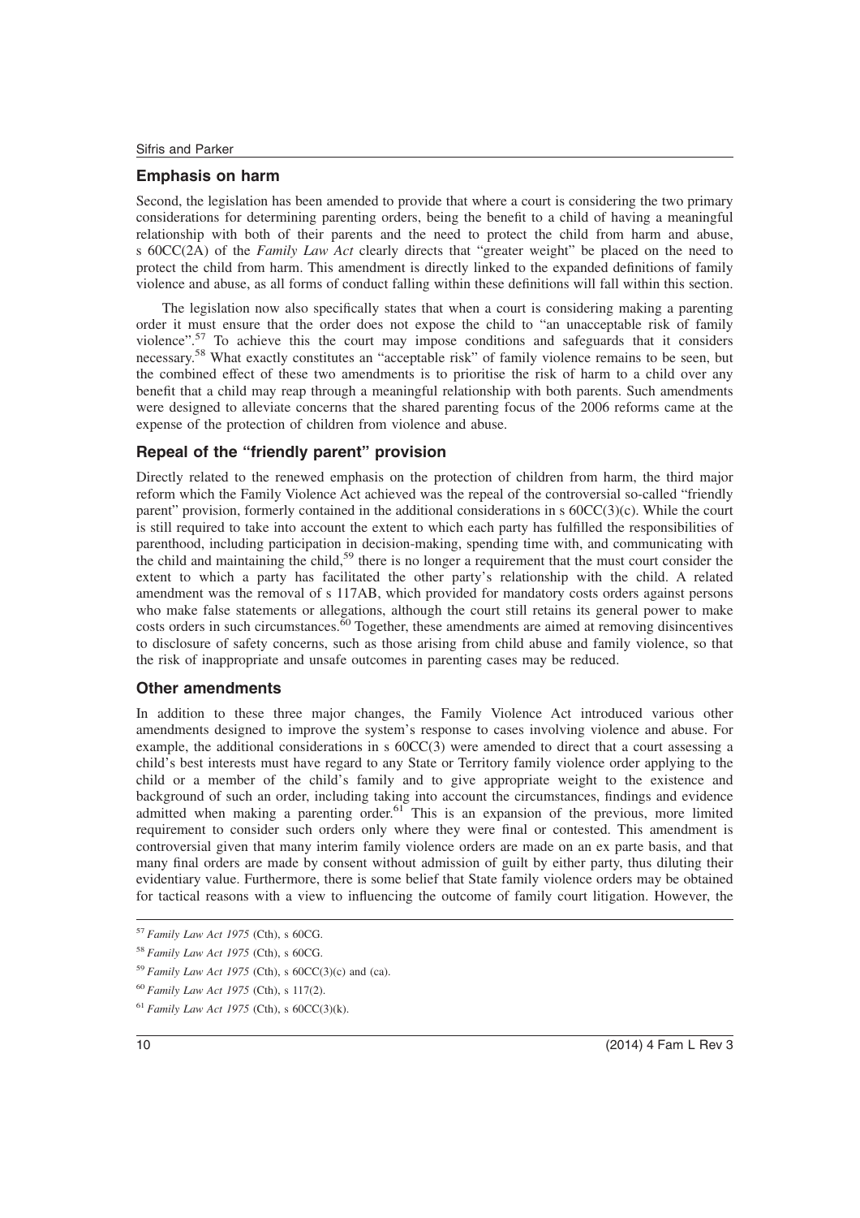### Emphasis on harm

Second, the legislation has been amended to provide that where a court is considering the two primary considerations for determining parenting orders, being the benefit to a child of having a meaningful relationship with both of their parents and the need to protect the child from harm and abuse, s 60CC(2A) of the *Family Law Act* clearly directs that "greater weight" be placed on the need to protect the child from harm. This amendment is directly linked to the expanded definitions of family violence and abuse, as all forms of conduct falling within these definitions will fall within this section.

The legislation now also specifically states that when a court is considering making a parenting order it must ensure that the order does not expose the child to "an unacceptable risk of family violence".[57] To achieve this the court may impose conditions and safeguards that it considers necessary.[58] What exactly constitutes an "acceptable risk" of family violence remains to be seen, but the combined effect of these two amendments is to prioritise the risk of harm to a child over any benefit that a child may reap through a meaningful relationship with both parents. Such amendments were designed to alleviate concerns that the shared parenting focus of the 2006 reforms came at the expense of the protection of children from violence and abuse.

### Repeal of the "friendly parent" provision

Directly related to the renewed emphasis on the protection of children from harm, the third major reform which the Family Violence Act achieved was the repeal of the controversial so-called "friendly parent" provision, formerly contained in the additional considerations in s 60CC(3)(c). While the court is still required to take into account the extent to which each party has fulfilled the responsibilities of parenthood, including participation in decision-making, spending time with, and communicating with the child and maintaining the child,[59] there is no longer a requirement that the must court consider the extent to which a party has facilitated the other party's relationship with the child. A related amendment was the removal of s 117AB, which provided for mandatory costs orders against persons who make false statements or allegations, although the court still retains its general power to make costs orders in such circumstances.[60] Together, these amendments are aimed at removing disincentives to disclosure of safety concerns, such as those arising from child abuse and family violence, so that the risk of inappropriate and unsafe outcomes in parenting cases may be reduced.

### Other amendments

In addition to these three major changes, the Family Violence Act introduced various other amendments designed to improve the system's response to cases involving violence and abuse. For example, the additional considerations in s 60CC(3) were amended to direct that a court assessing a child's best interests must have regard to any State or Territory family violence order applying to the child or a member of the child's family and to give appropriate weight to the existence and background of such an order, including taking into account the circumstances, findings and evidence admitted when making a parenting order.[61] This is an expansion of the previous, more limited requirement to consider such orders only where they were final or contested. This amendment is controversial given that many interim family violence orders are made on an ex parte basis, and that many final orders are made by consent without admission of guilt by either party, thus diluting their evidentiary value. Furthermore, there is some belief that State family violence orders may be obtained for tactical reasons with a view to influencing the outcome of family court litigation. However, the

---

[57] *Family Law Act 1975* (Cth), s 60CG.

[58] *Family Law Act 1975* (Cth), s 60CG.

[59] *Family Law Act 1975* (Cth), s 60CC(3)(c) and (ca).

[60] *Family Law Act 1975* (Cth), s 117(2).

[61] *Family Law Act 1975* (Cth), s 60CC(3)(k).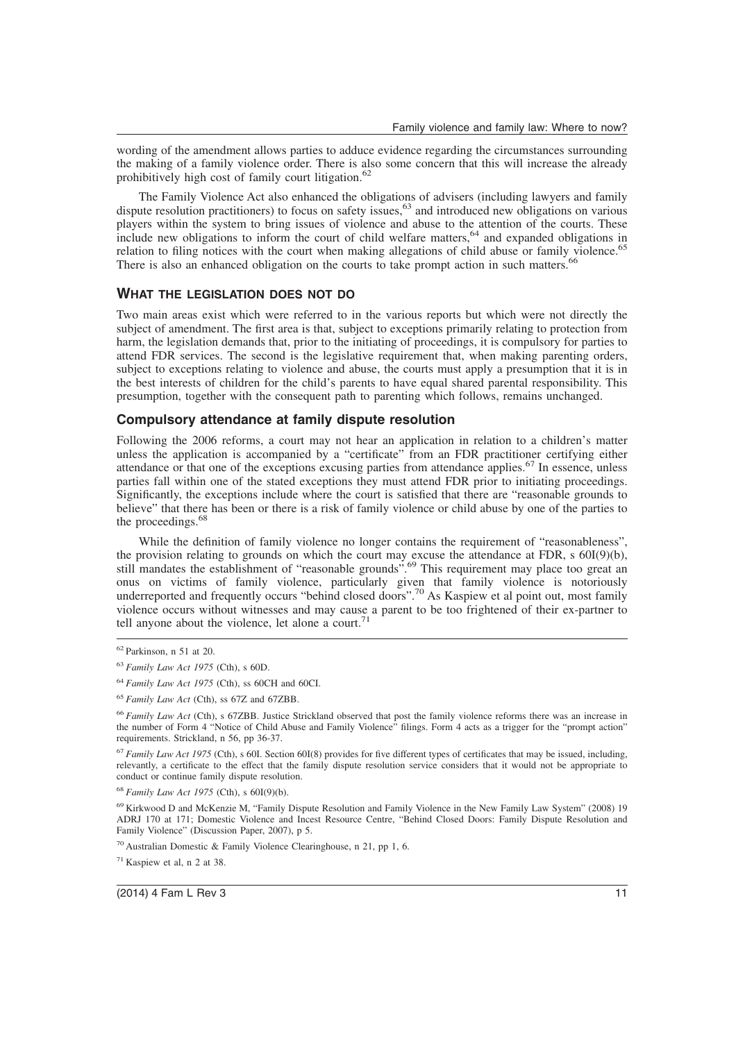wording of the amendment allows parties to adduce evidence regarding the circumstances surrounding the making of a family violence order. There is also some concern that this will increase the already prohibitively high cost of family court litigation.[62]

The Family Violence Act also enhanced the obligations of advisers (including lawyers and family dispute resolution practitioners) to focus on safety issues,[63] and introduced new obligations on various players within the system to bring issues of violence and abuse to the attention of the courts. These include new obligations to inform the court of child welfare matters,[64] and expanded obligations in relation to filing notices with the court when making allegations of child abuse or family violence.[65] There is also an enhanced obligation on the courts to take prompt action in such matters.[66]

## WHAT THE LEGISLATION DOES NOT DO

Two main areas exist which were referred to in the various reports but which were not directly the subject of amendment. The first area is that, subject to exceptions primarily relating to protection from harm, the legislation demands that, prior to the initiating of proceedings, it is compulsory for parties to attend FDR services. The second is the legislative requirement that, when making parenting orders, subject to exceptions relating to violence and abuse, the courts must apply a presumption that it is in the best interests of children for the child's parents to have equal shared parental responsibility. This presumption, together with the consequent path to parenting which follows, remains unchanged.

### Compulsory attendance at family dispute resolution

Following the 2006 reforms, a court may not hear an application in relation to a children's matter unless the application is accompanied by a "certificate" from an FDR practitioner certifying either attendance or that one of the exceptions excusing parties from attendance applies.[67] In essence, unless parties fall within one of the stated exceptions they must attend FDR prior to initiating proceedings. Significantly, the exceptions include where the court is satisfied that there are "reasonable grounds to believe" that there has been or there is a risk of family violence or child abuse by one of the parties to the proceedings.[68]

While the definition of family violence no longer contains the requirement of "reasonableness", the provision relating to grounds on which the court may excuse the attendance at FDR, s 60I(9)(b), still mandates the establishment of "reasonable grounds".[69] This requirement may place too great an onus on victims of family violence, particularly given that family violence is notoriously underreported and frequently occurs "behind closed doors".[70] As Kaspiew et al point out, most family violence occurs without witnesses and may cause a parent to be too frightened of their ex-partner to tell anyone about the violence, let alone a court.[71]

---

[62] Parkinson, n 51 at 20.

[63] *Family Law Act 1975* (Cth), s 60D.

[64] *Family Law Act 1975* (Cth), ss 60CH and 60CI.

[65] *Family Law Act* (Cth), ss 67Z and 67ZBB.

[66] *Family Law Act* (Cth), s 67ZBB. Justice Strickland observed that post the family violence reforms there was an increase in the number of Form 4 "Notice of Child Abuse and Family Violence" filings. Form 4 acts as a trigger for the "prompt action" requirements. Strickland, n 56, pp 36-37.

[67] *Family Law Act 1975* (Cth), s 60I. Section 60I(8) provides for five different types of certificates that may be issued, including, relevantly, a certificate to the effect that the family dispute resolution service considers that it would not be appropriate to conduct or continue family dispute resolution.

[68] *Family Law Act 1975* (Cth), s 60I(9)(b).

[69] Kirkwood D and McKenzie M, "Family Dispute Resolution and Family Violence in the New Family Law System" (2008) 19 ADRJ 170 at 171; Domestic Violence and Incest Resource Centre, "Behind Closed Doors: Family Dispute Resolution and Family Violence" (Discussion Paper, 2007), p 5.

[70] Australian Domestic & Family Violence Clearinghouse, n 21, pp 1, 6.

[71] Kaspiew et al, n 2 at 38.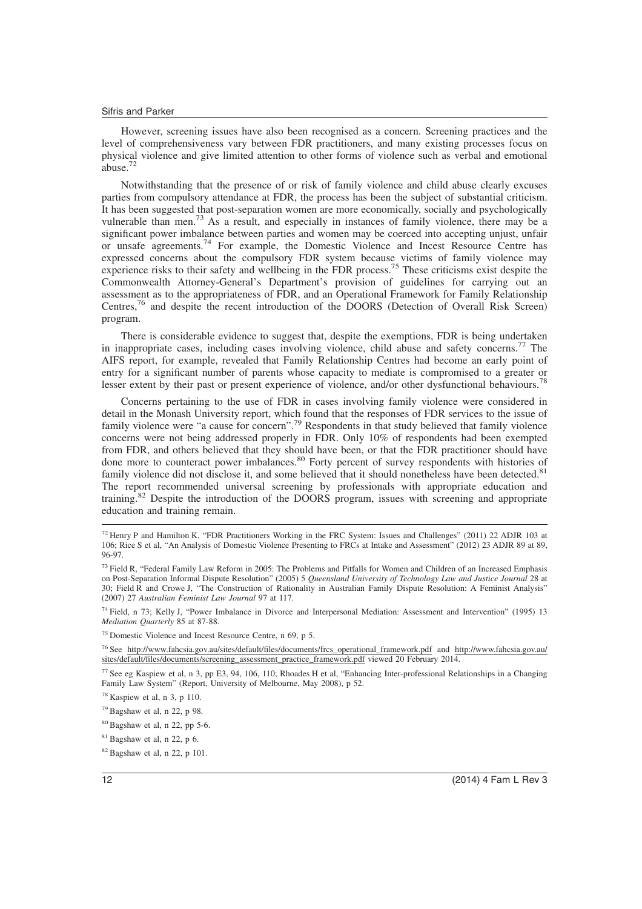However, screening issues have also been recognised as a concern. Screening practices and the level of comprehensiveness vary between FDR practitioners, and many existing processes focus on physical violence and give limited attention to other forms of violence such as verbal and emotional abuse.[72]

Notwithstanding that the presence of or risk of family violence and child abuse clearly excuses parties from compulsory attendance at FDR, the process has been the subject of substantial criticism. It has been suggested that post-separation women are more economically, socially and psychologically vulnerable than men.[73] As a result, and especially in instances of family violence, there may be a significant power imbalance between parties and women may be coerced into accepting unjust, unfair or unsafe agreements.[74] For example, the Domestic Violence and Incest Resource Centre has expressed concerns about the compulsory FDR system because victims of family violence may experience risks to their safety and wellbeing in the FDR process.[75] These criticisms exist despite the Commonwealth Attorney-General's Department's provision of guidelines for carrying out an assessment as to the appropriateness of FDR, and an Operational Framework for Family Relationship Centres,[76] and despite the recent introduction of the DOORS (Detection of Overall Risk Screen) program.

There is considerable evidence to suggest that, despite the exemptions, FDR is being undertaken in inappropriate cases, including cases involving violence, child abuse and safety concerns.[77] The AIFS report, for example, revealed that Family Relationship Centres had become an early point of entry for a significant number of parents whose capacity to mediate is compromised to a greater or lesser extent by their past or present experience of violence, and/or other dysfunctional behaviours.[78]

Concerns pertaining to the use of FDR in cases involving family violence were considered in detail in the Monash University report, which found that the responses of FDR services to the issue of family violence were "a cause for concern".[79] Respondents in that study believed that family violence concerns were not being addressed properly in FDR. Only 10% of respondents had been exempted from FDR, and others believed that they should have been, or that the FDR practitioner should have done more to counteract power imbalances.[80] Forty percent of survey respondents with histories of family violence did not disclose it, and some believed that it should nonetheless have been detected.[81] The report recommended universal screening by professionals with appropriate education and training.[82] Despite the introduction of the DOORS program, issues with screening and appropriate education and training remain.

---

[72] Henry P and Hamilton K, "FDR Practitioners Working in the FRC System: Issues and Challenges" (2011) 22 ADJR 103 at 106; Rice S et al, "An Analysis of Domestic Violence Presenting to FRCs at Intake and Assessment" (2012) 23 ADJR 89 at 89, 96-97.

[73] Field R, "Federal Family Law Reform in 2005: The Problems and Pitfalls for Women and Children of an Increased Emphasis on Post-Separation Informal Dispute Resolution" (2005) 5 *Queensland University of Technology Law and Justice Journal* 28 at 30; Field R and Crowe J, "The Construction of Rationality in Australian Family Dispute Resolution: A Feminist Analysis" (2007) 27 *Australian Feminist Law Journal* 97 at 117.

[74] Field, n 73; Kelly J, "Power Imbalance in Divorce and Interpersonal Mediation: Assessment and Intervention" (1995) 13 *Mediation Quarterly* 85 at 87-88.

[75] Domestic Violence and Incest Resource Centre, n 69, p 5.

[76] See http://www.fahcsia.gov.au/sites/default/files/documents/frcs_operational_framework.pdf and http://www.fahcsia.gov.au/sites/default/files/documents/screening_assessment_practice_framework.pdf viewed 20 February 2014.

[77] See eg Kaspiew et al, n 3, pp E3, 94, 106, 110; Rhoades H et al, "Enhancing Inter-professional Relationships in a Changing Family Law System" (Report, University of Melbourne, May 2008), p 52.

[78] Kaspiew et al, n 3, p 110.

[79] Bagshaw et al, n 22, p 98.

[80] Bagshaw et al, n 22, pp 5-6.

[81] Bagshaw et al, n 22, p 6.

[82] Bagshaw et al, n 22, p 101.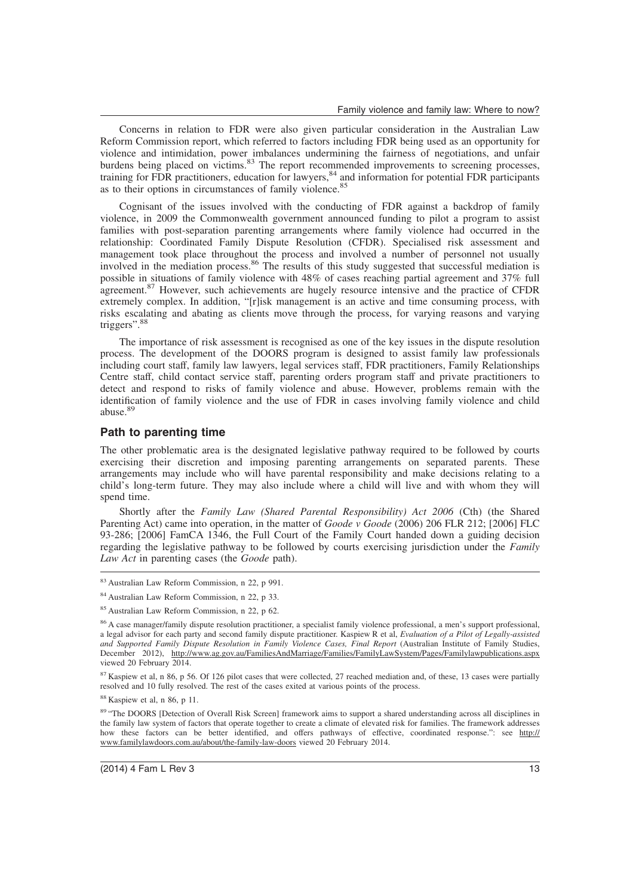Concerns in relation to FDR were also given particular consideration in the Australian Law Reform Commission report, which referred to factors including FDR being used as an opportunity for violence and intimidation, power imbalances undermining the fairness of negotiations, and unfair burdens being placed on victims.[83] The report recommended improvements to screening processes, training for FDR practitioners, education for lawyers,[84] and information for potential FDR participants as to their options in circumstances of family violence.[85]

Cognisant of the issues involved with the conducting of FDR against a backdrop of family violence, in 2009 the Commonwealth government announced funding to pilot a program to assist families with post-separation parenting arrangements where family violence had occurred in the relationship: Coordinated Family Dispute Resolution (CFDR). Specialised risk assessment and management took place throughout the process and involved a number of personnel not usually involved in the mediation process.[86] The results of this study suggested that successful mediation is possible in situations of family violence with 48% of cases reaching partial agreement and 37% full agreement.[87] However, such achievements are hugely resource intensive and the practice of CFDR extremely complex. In addition, "[r]isk management is an active and time consuming process, with risks escalating and abating as clients move through the process, for varying reasons and varying triggers".[88]

The importance of risk assessment is recognised as one of the key issues in the dispute resolution process. The development of the DOORS program is designed to assist family law professionals including court staff, family law lawyers, legal services staff, FDR practitioners, Family Relationships Centre staff, child contact service staff, parenting orders program staff and private practitioners to detect and respond to risks of family violence and abuse. However, problems remain with the identification of family violence and the use of FDR in cases involving family violence and child abuse.[89]

## Path to parenting time

The other problematic area is the designated legislative pathway required to be followed by courts exercising their discretion and imposing parenting arrangements on separated parents. These arrangements may include who will have parental responsibility and make decisions relating to a child's long-term future. They may also include where a child will live and with whom they will spend time.

Shortly after the *Family Law (Shared Parental Responsibility) Act 2006* (Cth) (the Shared Parenting Act) came into operation, in the matter of *Goode v Goode* (2006) 206 FLR 212; [2006] FLC 93-286; [2006] FamCA 1346, the Full Court of the Family Court handed down a guiding decision regarding the legislative pathway to be followed by courts exercising jurisdiction under the *Family Law Act* in parenting cases (the *Goode* path).

---

[83] Australian Law Reform Commission, n 22, p 991.

[84] Australian Law Reform Commission, n 22, p 33.

[85] Australian Law Reform Commission, n 22, p 62.

[86] A case manager/family dispute resolution practitioner, a specialist family violence professional, a men's support professional, a legal advisor for each party and second family dispute practitioner. Kaspiew R et al, *Evaluation of a Pilot of Legally-assisted and Supported Family Dispute Resolution in Family Violence Cases, Final Report* (Australian Institute of Family Studies, December 2012), http://www.ag.gov.au/FamiliesAndMarriage/Families/FamilyLawSystem/Pages/Familylawpublications.aspx viewed 20 February 2014.

[87] Kaspiew et al, n 86, p 56. Of 126 pilot cases that were collected, 27 reached mediation and, of these, 13 cases were partially resolved and 10 fully resolved. The rest of the cases exited at various points of the process.

[88] Kaspiew et al, n 86, p 11.

[89] "The DOORS [Detection of Overall Risk Screen] framework aims to support a shared understanding across all disciplines in the family law system of factors that operate together to create a climate of elevated risk for families. The framework addresses how these factors can be better identified, and offers pathways of effective, coordinated response.": see http://www.familylawdoors.com.au/about/the-family-law-doors viewed 20 February 2014.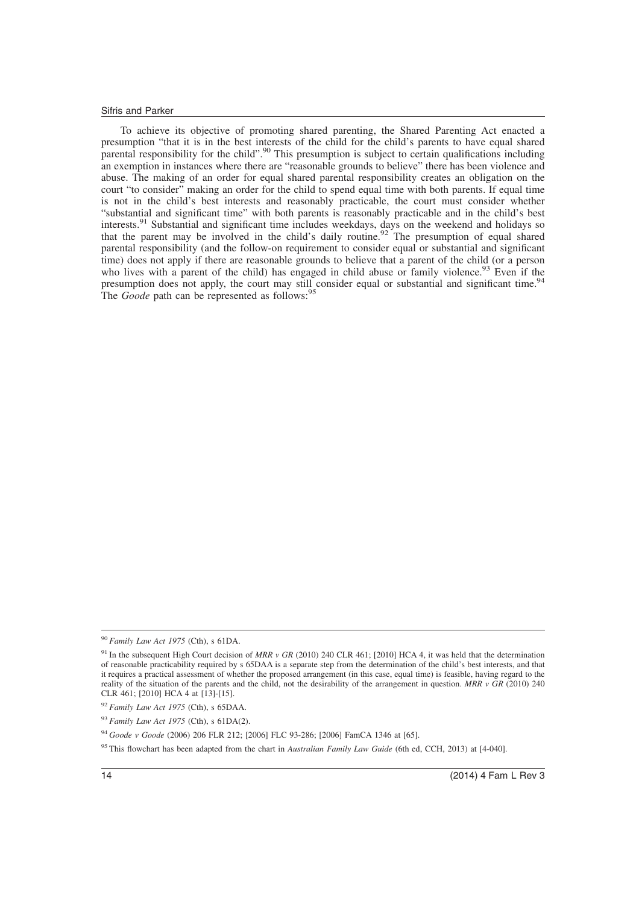To achieve its objective of promoting shared parenting, the Shared Parenting Act enacted a presumption "that it is in the best interests of the child for the child's parents to have equal shared parental responsibility for the child".[90] This presumption is subject to certain qualifications including an exemption in instances where there are "reasonable grounds to believe" there has been violence and abuse. The making of an order for equal shared parental responsibility creates an obligation on the court "to consider" making an order for the child to spend equal time with both parents. If equal time is not in the child's best interests and reasonably practicable, the court must consider whether "substantial and significant time" with both parents is reasonably practicable and in the child's best interests.[91] Substantial and significant time includes weekdays, days on the weekend and holidays so that the parent may be involved in the child's daily routine.[92] The presumption of equal shared parental responsibility (and the follow-on requirement to consider equal or substantial and significant time) does not apply if there are reasonable grounds to believe that a parent of the child (or a person who lives with a parent of the child) has engaged in child abuse or family violence.[93] Even if the presumption does not apply, the court may still consider equal or substantial and significant time.[94] The *Goode* path can be represented as follows:[95]

---

[90] *Family Law Act 1975* (Cth), s 61DA.

[91] In the subsequent High Court decision of *MRR v GR* (2010) 240 CLR 461; [2010] HCA 4, it was held that the determination of reasonable practicability required by s 65DAA is a separate step from the determination of the child's best interests, and that it requires a practical assessment of whether the proposed arrangement (in this case, equal time) is feasible, having regard to the reality of the situation of the parents and the child, not the desirability of the arrangement in question. *MRR v GR* (2010) 240 CLR 461; [2010] HCA 4 at [13]-[15].

[92] *Family Law Act 1975* (Cth), s 65DAA.

[93] *Family Law Act 1975* (Cth), s 61DA(2).

[94] *Goode v Goode* (2006) 206 FLR 212; [2006] FLC 93-286; [2006] FamCA 1346 at [65].

[95] This flowchart has been adapted from the chart in *Australian Family Law Guide* (6th ed, CCH, 2013) at [4-040].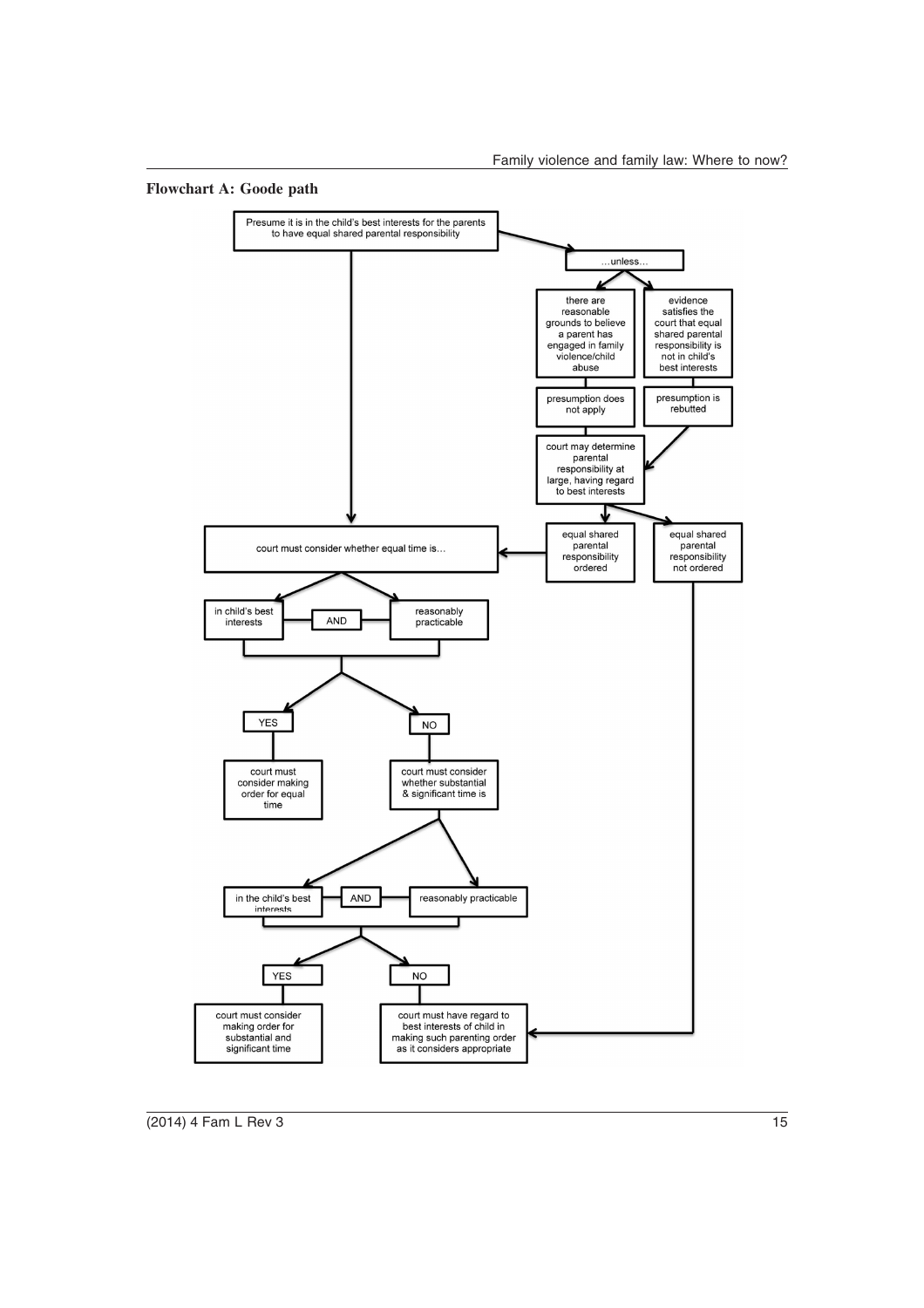**Flowchart A: Goode path**

Presume it is in the child's best interests for the parents to have equal shared parental responsibility

…unless…

there are reasonable grounds to believe a parent has engaged in family violence/child abuse

evidence satisfies the court that equal shared parental responsibility is not in child's best interests

presumption does not apply

presumption is rebutted

court may determine parental responsibility at large, having regard to best interests

equal shared parental responsibility ordered

equal shared parental responsibility not ordered

court must consider whether equal time is…

in child's best interests AND reasonably practicable

YES

NO

court must consider making order for equal time

court must consider whether substantial & significant time is

in the child's best interests AND reasonably practicable

YES

NO

court must consider making order for substantial and significant time

court must have regard to best interests of child in making such parenting order as it considers appropriate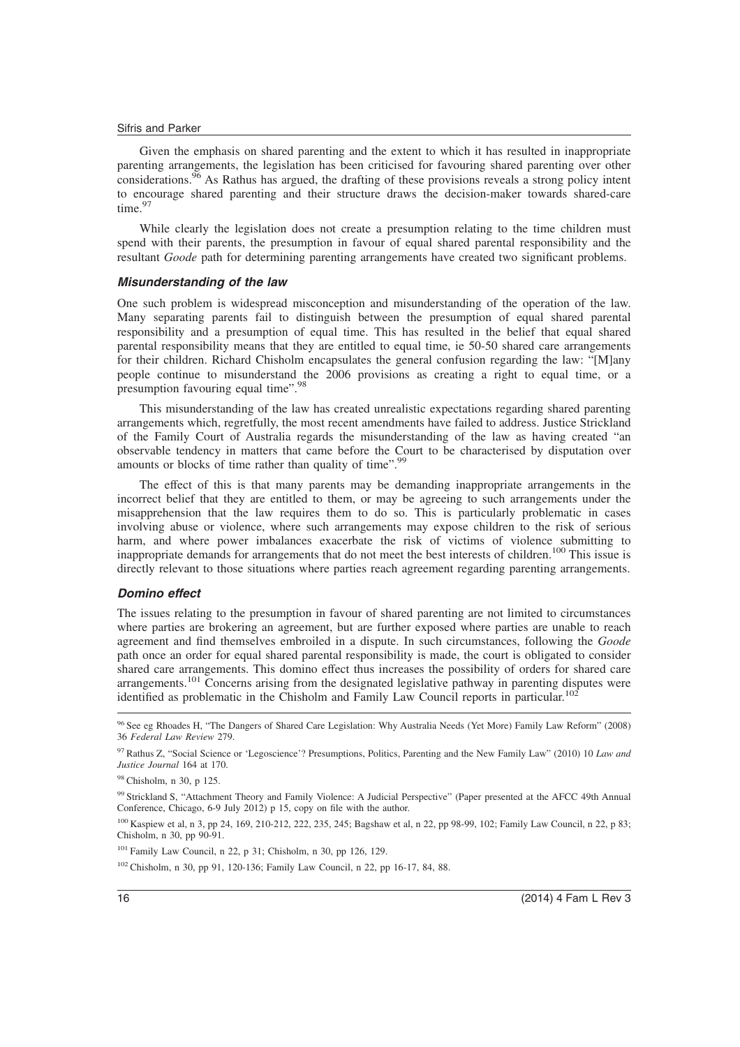Given the emphasis on shared parenting and the extent to which it has resulted in inappropriate parenting arrangements, the legislation has been criticised for favouring shared parenting over other considerations.[96] As Rathus has argued, the drafting of these provisions reveals a strong policy intent to encourage shared parenting and their structure draws the decision-maker towards shared-care time.[97]

While clearly the legislation does not create a presumption relating to the time children must spend with their parents, the presumption in favour of equal shared parental responsibility and the resultant *Goode* path for determining parenting arrangements have created two significant problems.

### *Misunderstanding of the law*

One such problem is widespread misconception and misunderstanding of the operation of the law. Many separating parents fail to distinguish between the presumption of equal shared parental responsibility and a presumption of equal time. This has resulted in the belief that equal shared parental responsibility means that they are entitled to equal time, ie 50-50 shared care arrangements for their children. Richard Chisholm encapsulates the general confusion regarding the law: "[M]any people continue to misunderstand the 2006 provisions as creating a right to equal time, or a presumption favouring equal time".[98]

This misunderstanding of the law has created unrealistic expectations regarding shared parenting arrangements which, regretfully, the most recent amendments have failed to address. Justice Strickland of the Family Court of Australia regards the misunderstanding of the law as having created "an observable tendency in matters that came before the Court to be characterised by disputation over amounts or blocks of time rather than quality of time".[99]

The effect of this is that many parents may be demanding inappropriate arrangements in the incorrect belief that they are entitled to them, or may be agreeing to such arrangements under the misapprehension that the law requires them to do so. This is particularly problematic in cases involving abuse or violence, where such arrangements may expose children to the risk of serious harm, and where power imbalances exacerbate the risk of victims of violence submitting to inappropriate demands for arrangements that do not meet the best interests of children.[100] This issue is directly relevant to those situations where parties reach agreement regarding parenting arrangements.

### *Domino effect*

The issues relating to the presumption in favour of shared parenting are not limited to circumstances where parties are brokering an agreement, but are further exposed where parties are unable to reach agreement and find themselves embroiled in a dispute. In such circumstances, following the *Goode* path once an order for equal shared parental responsibility is made, the court is obligated to consider shared care arrangements. This domino effect thus increases the possibility of orders for shared care arrangements.[101] Concerns arising from the designated legislative pathway in parenting disputes were identified as problematic in the Chisholm and Family Law Council reports in particular.[102]

---

[96] See eg Rhoades H, "The Dangers of Shared Care Legislation: Why Australia Needs (Yet More) Family Law Reform" (2008) 36 *Federal Law Review* 279.

[97] Rathus Z, "Social Science or 'Legoscience'? Presumptions, Politics, Parenting and the New Family Law" (2010) 10 *Law and Justice Journal* 164 at 170.

[98] Chisholm, n 30, p 125.

[99] Strickland S, "Attachment Theory and Family Violence: A Judicial Perspective" (Paper presented at the AFCC 49th Annual Conference, Chicago, 6-9 July 2012) p 15, copy on file with the author.

[100] Kaspiew et al, n 3, pp 24, 169, 210-212, 222, 235, 245; Bagshaw et al, n 22, pp 98-99, 102; Family Law Council, n 22, p 83; Chisholm, n 30, pp 90-91.

[101] Family Law Council, n 22, p 31; Chisholm, n 30, pp 126, 129.

[102] Chisholm, n 30, pp 91, 120-136; Family Law Council, n 22, pp 16-17, 84, 88.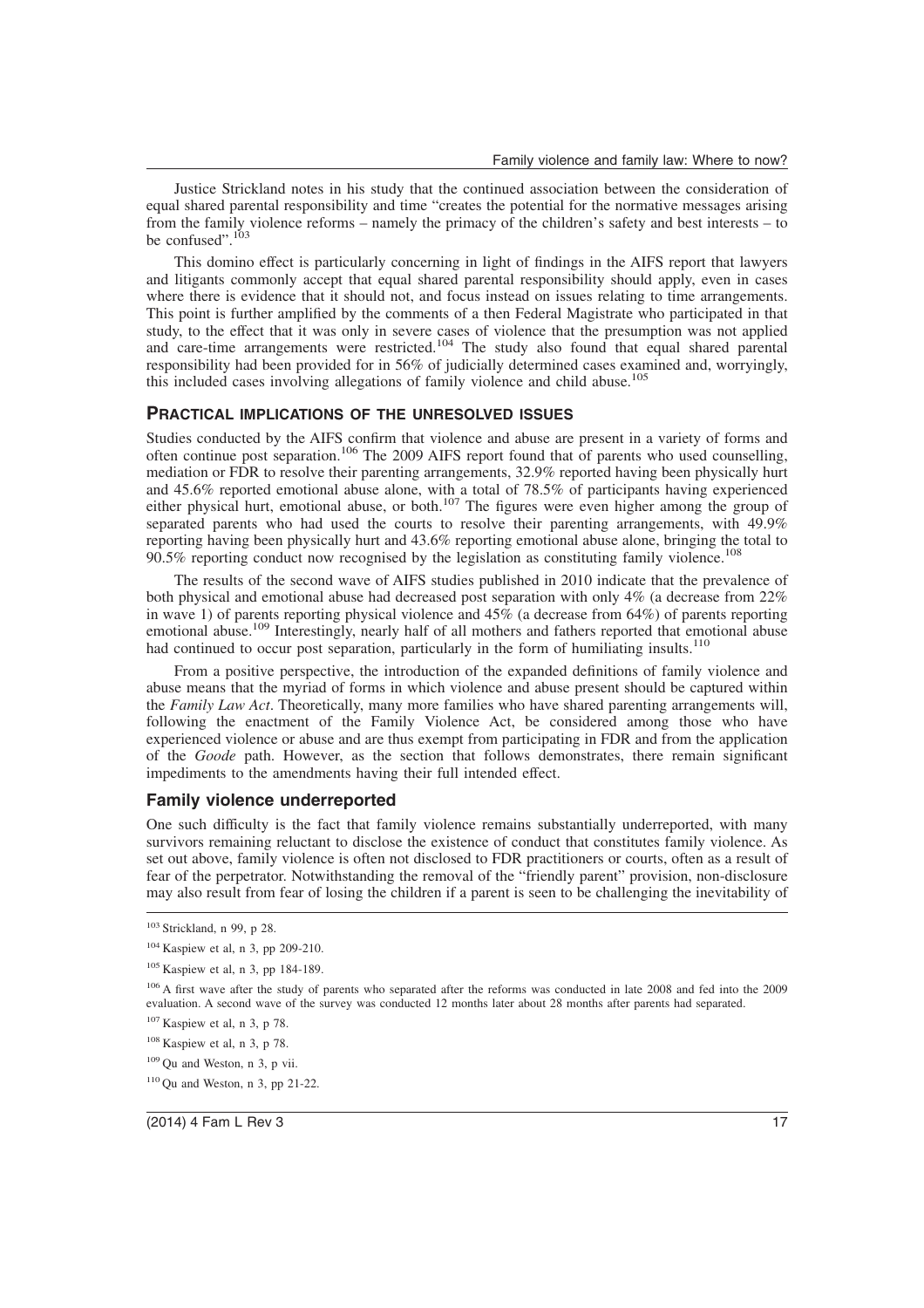Justice Strickland notes in his study that the continued association between the consideration of equal shared parental responsibility and time "creates the potential for the normative messages arising from the family violence reforms – namely the primacy of the children's safety and best interests – to be confused".[103]

This domino effect is particularly concerning in light of findings in the AIFS report that lawyers and litigants commonly accept that equal shared parental responsibility should apply, even in cases where there is evidence that it should not, and focus instead on issues relating to time arrangements. This point is further amplified by the comments of a then Federal Magistrate who participated in that study, to the effect that it was only in severe cases of violence that the presumption was not applied and care-time arrangements were restricted.[104] The study also found that equal shared parental responsibility had been provided for in 56% of judicially determined cases examined and, worryingly, this included cases involving allegations of family violence and child abuse.[105]

## PRACTICAL IMPLICATIONS OF THE UNRESOLVED ISSUES

Studies conducted by the AIFS confirm that violence and abuse are present in a variety of forms and often continue post separation.[106] The 2009 AIFS report found that of parents who used counselling, mediation or FDR to resolve their parenting arrangements, 32.9% reported having been physically hurt and 45.6% reported emotional abuse alone, with a total of 78.5% of participants having experienced either physical hurt, emotional abuse, or both.[107] The figures were even higher among the group of separated parents who had used the courts to resolve their parenting arrangements, with 49.9% reporting having been physically hurt and 43.6% reporting emotional abuse alone, bringing the total to 90.5% reporting conduct now recognised by the legislation as constituting family violence.[108]

The results of the second wave of AIFS studies published in 2010 indicate that the prevalence of both physical and emotional abuse had decreased post separation with only 4% (a decrease from 22% in wave 1) of parents reporting physical violence and 45% (a decrease from 64%) of parents reporting emotional abuse.[109] Interestingly, nearly half of all mothers and fathers reported that emotional abuse had continued to occur post separation, particularly in the form of humiliating insults.[110]

From a positive perspective, the introduction of the expanded definitions of family violence and abuse means that the myriad of forms in which violence and abuse present should be captured within the *Family Law Act*. Theoretically, many more families who have shared parenting arrangements will, following the enactment of the Family Violence Act, be considered among those who have experienced violence or abuse and are thus exempt from participating in FDR and from the application of the *Goode* path. However, as the section that follows demonstrates, there remain significant impediments to the amendments having their full intended effect.

### Family violence underreported

One such difficulty is the fact that family violence remains substantially underreported, with many survivors remaining reluctant to disclose the existence of conduct that constitutes family violence. As set out above, family violence is often not disclosed to FDR practitioners or courts, often as a result of fear of the perpetrator. Notwithstanding the removal of the "friendly parent" provision, non-disclosure may also result from fear of losing the children if a parent is seen to be challenging the inevitability of

---

[103] Strickland, n 99, p 28.

[104] Kaspiew et al, n 3, pp 209-210.

[105] Kaspiew et al, n 3, pp 184-189.

[106] A first wave after the study of parents who separated after the reforms was conducted in late 2008 and fed into the 2009 evaluation. A second wave of the survey was conducted 12 months later about 28 months after parents had separated.

[107] Kaspiew et al, n 3, p 78.

[108] Kaspiew et al, n 3, p 78.

[109] Qu and Weston, n 3, p vii.

[110] Qu and Weston, n 3, pp 21-22.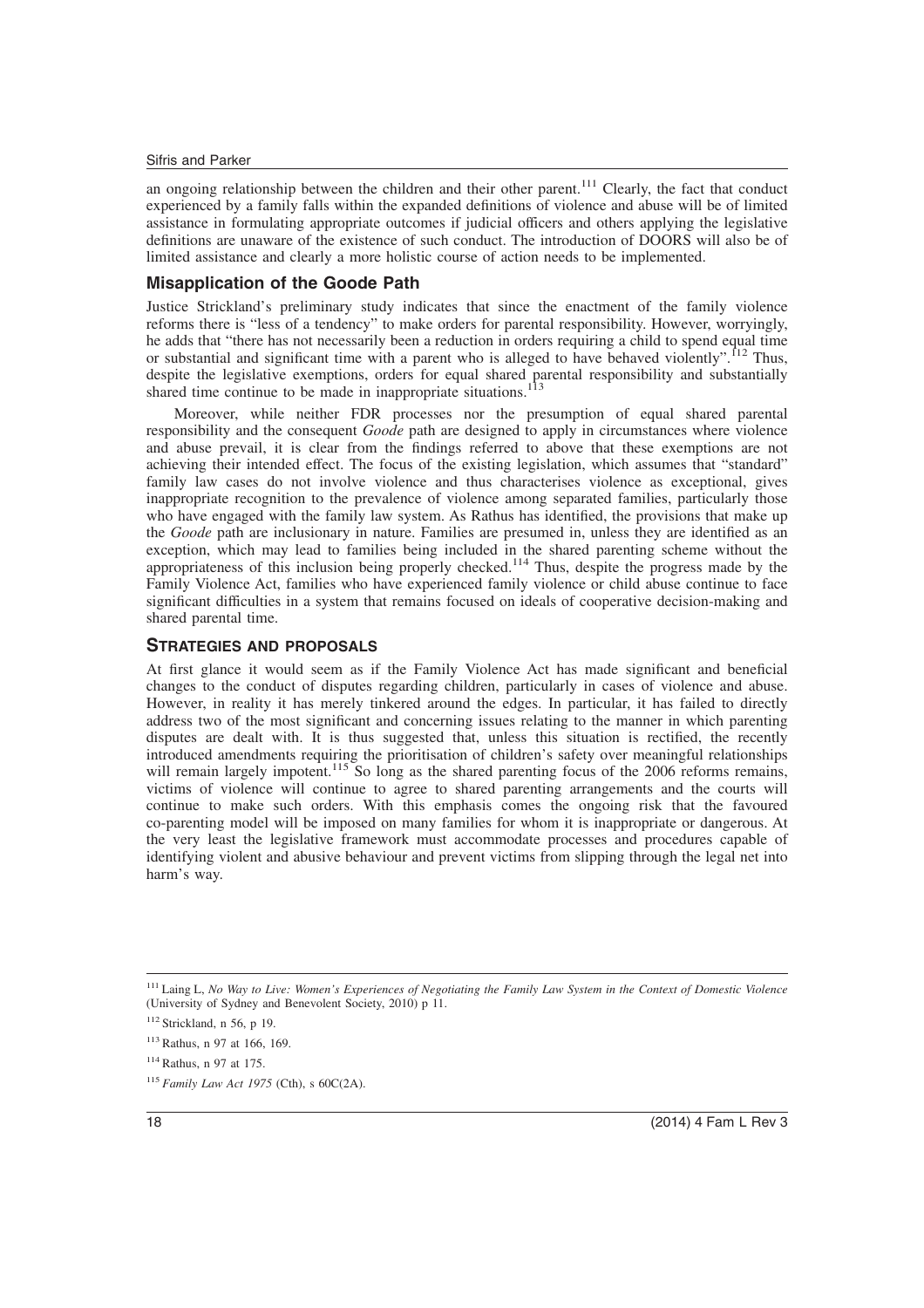an ongoing relationship between the children and their other parent.[111] Clearly, the fact that conduct experienced by a family falls within the expanded definitions of violence and abuse will be of limited assistance in formulating appropriate outcomes if judicial officers and others applying the legislative definitions are unaware of the existence of such conduct. The introduction of DOORS will also be of limited assistance and clearly a more holistic course of action needs to be implemented.

### Misapplication of the Goode Path

Justice Strickland's preliminary study indicates that since the enactment of the family violence reforms there is "less of a tendency" to make orders for parental responsibility. However, worryingly, he adds that "there has not necessarily been a reduction in orders requiring a child to spend equal time or substantial and significant time with a parent who is alleged to have behaved violently".[112] Thus, despite the legislative exemptions, orders for equal shared parental responsibility and substantially shared time continue to be made in inappropriate situations.[113]

Moreover, while neither FDR processes nor the presumption of equal shared parental responsibility and the consequent *Goode* path are designed to apply in circumstances where violence and abuse prevail, it is clear from the findings referred to above that these exemptions are not achieving their intended effect. The focus of the existing legislation, which assumes that "standard" family law cases do not involve violence and thus characterises violence as exceptional, gives inappropriate recognition to the prevalence of violence among separated families, particularly those who have engaged with the family law system. As Rathus has identified, the provisions that make up the *Goode* path are inclusionary in nature. Families are presumed in, unless they are identified as an exception, which may lead to families being included in the shared parenting scheme without the appropriateness of this inclusion being properly checked.[114] Thus, despite the progress made by the Family Violence Act, families who have experienced family violence or child abuse continue to face significant difficulties in a system that remains focused on ideals of cooperative decision-making and shared parental time.

## STRATEGIES AND PROPOSALS

At first glance it would seem as if the Family Violence Act has made significant and beneficial changes to the conduct of disputes regarding children, particularly in cases of violence and abuse. However, in reality it has merely tinkered around the edges. In particular, it has failed to directly address two of the most significant and concerning issues relating to the manner in which parenting disputes are dealt with. It is thus suggested that, unless this situation is rectified, the recently introduced amendments requiring the prioritisation of children's safety over meaningful relationships will remain largely impotent.[115] So long as the shared parenting focus of the 2006 reforms remains, victims of violence will continue to agree to shared parenting arrangements and the courts will continue to make such orders. With this emphasis comes the ongoing risk that the favoured co-parenting model will be imposed on many families for whom it is inappropriate or dangerous. At the very least the legislative framework must accommodate processes and procedures capable of identifying violent and abusive behaviour and prevent victims from slipping through the legal net into harm's way.

---

[111] Laing L, *No Way to Live: Women's Experiences of Negotiating the Family Law System in the Context of Domestic Violence* (University of Sydney and Benevolent Society, 2010) p 11.

[112] Strickland, n 56, p 19.

[113] Rathus, n 97 at 166, 169.

[114] Rathus, n 97 at 175.

[115] *Family Law Act 1975* (Cth), s 60C(2A).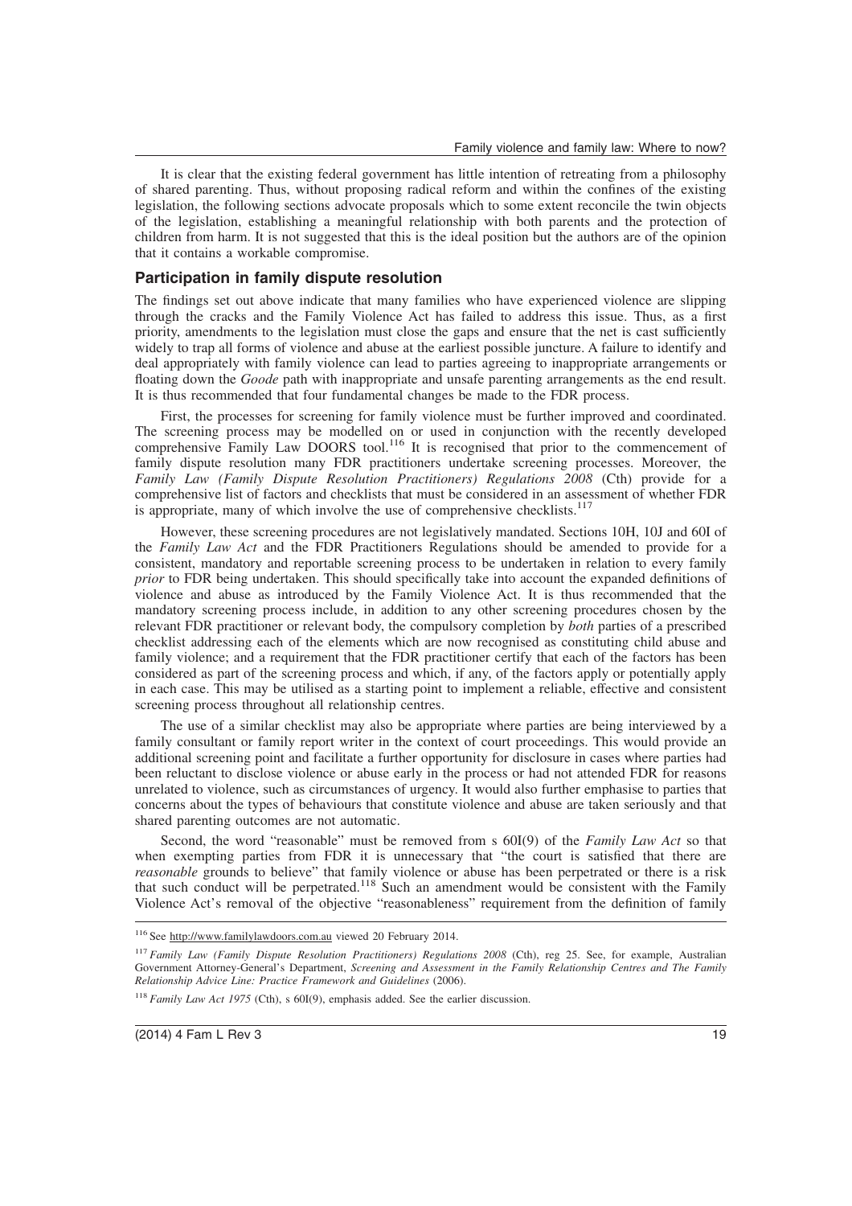It is clear that the existing federal government has little intention of retreating from a philosophy of shared parenting. Thus, without proposing radical reform and within the confines of the existing legislation, the following sections advocate proposals which to some extent reconcile the twin objects of the legislation, establishing a meaningful relationship with both parents and the protection of children from harm. It is not suggested that this is the ideal position but the authors are of the opinion that it contains a workable compromise.

## Participation in family dispute resolution

The findings set out above indicate that many families who have experienced violence are slipping through the cracks and the Family Violence Act has failed to address this issue. Thus, as a first priority, amendments to the legislation must close the gaps and ensure that the net is cast sufficiently widely to trap all forms of violence and abuse at the earliest possible juncture. A failure to identify and deal appropriately with family violence can lead to parties agreeing to inappropriate arrangements or floating down the *Goode* path with inappropriate and unsafe parenting arrangements as the end result. It is thus recommended that four fundamental changes be made to the FDR process.

First, the processes for screening for family violence must be further improved and coordinated. The screening process may be modelled on or used in conjunction with the recently developed comprehensive Family Law DOORS tool.[116] It is recognised that prior to the commencement of family dispute resolution many FDR practitioners undertake screening processes. Moreover, the *Family Law (Family Dispute Resolution Practitioners) Regulations 2008* (Cth) provide for a comprehensive list of factors and checklists that must be considered in an assessment of whether FDR is appropriate, many of which involve the use of comprehensive checklists.[117]

However, these screening procedures are not legislatively mandated. Sections 10H, 10J and 60I of the *Family Law Act* and the FDR Practitioners Regulations should be amended to provide for a consistent, mandatory and reportable screening process to be undertaken in relation to every family *prior* to FDR being undertaken. This should specifically take into account the expanded definitions of violence and abuse as introduced by the Family Violence Act. It is thus recommended that the mandatory screening process include, in addition to any other screening procedures chosen by the relevant FDR practitioner or relevant body, the compulsory completion by *both* parties of a prescribed checklist addressing each of the elements which are now recognised as constituting child abuse and family violence; and a requirement that the FDR practitioner certify that each of the factors has been considered as part of the screening process and which, if any, of the factors apply or potentially apply in each case. This may be utilised as a starting point to implement a reliable, effective and consistent screening process throughout all relationship centres.

The use of a similar checklist may also be appropriate where parties are being interviewed by a family consultant or family report writer in the context of court proceedings. This would provide an additional screening point and facilitate a further opportunity for disclosure in cases where parties had been reluctant to disclose violence or abuse early in the process or had not attended FDR for reasons unrelated to violence, such as circumstances of urgency. It would also further emphasise to parties that concerns about the types of behaviours that constitute violence and abuse are taken seriously and that shared parenting outcomes are not automatic.

Second, the word "reasonable" must be removed from s 60I(9) of the *Family Law Act* so that when exempting parties from FDR it is unnecessary that "the court is satisfied that there are *reasonable* grounds to believe" that family violence or abuse has been perpetrated or there is a risk that such conduct will be perpetrated.[118] Such an amendment would be consistent with the Family Violence Act's removal of the objective "reasonableness" requirement from the definition of family

---

[116] See http://www.familylawdoors.com.au viewed 20 February 2014.

[117] *Family Law (Family Dispute Resolution Practitioners) Regulations 2008* (Cth), reg 25. See, for example, Australian Government Attorney-General's Department, *Screening and Assessment in the Family Relationship Centres and The Family Relationship Advice Line: Practice Framework and Guidelines* (2006).

[118] *Family Law Act 1975* (Cth), s 60I(9), emphasis added. See the earlier discussion.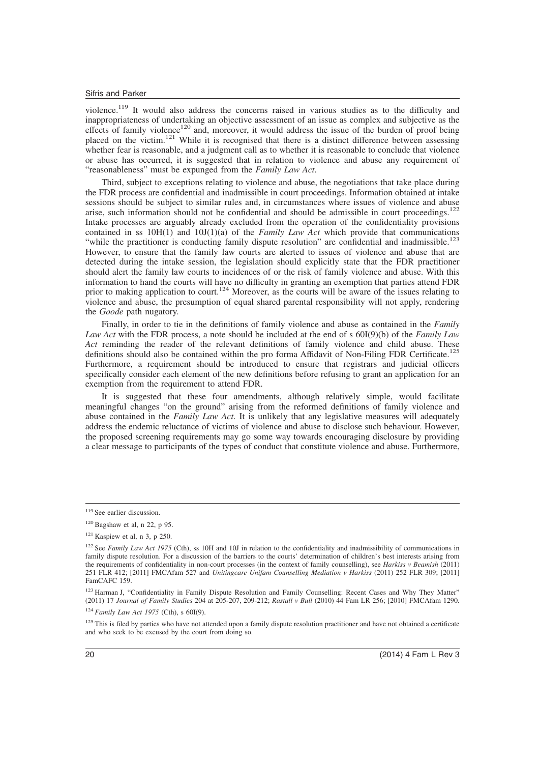violence.[119] It would also address the concerns raised in various studies as to the difficulty and inappropriateness of undertaking an objective assessment of an issue as complex and subjective as the effects of family violence[120] and, moreover, it would address the issue of the burden of proof being placed on the victim.[121] While it is recognised that there is a distinct difference between assessing whether fear is reasonable, and a judgment call as to whether it is reasonable to conclude that violence or abuse has occurred, it is suggested that in relation to violence and abuse any requirement of "reasonableness" must be expunged from the *Family Law Act*.

Third, subject to exceptions relating to violence and abuse, the negotiations that take place during the FDR process are confidential and inadmissible in court proceedings. Information obtained at intake sessions should be subject to similar rules and, in circumstances where issues of violence and abuse arise, such information should not be confidential and should be admissible in court proceedings.[122] Intake processes are arguably already excluded from the operation of the confidentiality provisions contained in ss 10H(1) and 10J(1)(a) of the *Family Law Act* which provide that communications "while the practitioner is conducting family dispute resolution" are confidential and inadmissible.[123] However, to ensure that the family law courts are alerted to issues of violence and abuse that are detected during the intake session, the legislation should explicitly state that the FDR practitioner should alert the family law courts to incidences of or the risk of family violence and abuse. With this information to hand the courts will have no difficulty in granting an exemption that parties attend FDR prior to making application to court.[124] Moreover, as the courts will be aware of the issues relating to violence and abuse, the presumption of equal shared parental responsibility will not apply, rendering the *Goode* path nugatory.

Finally, in order to tie in the definitions of family violence and abuse as contained in the *Family Law Act* with the FDR process, a note should be included at the end of s 60I(9)(b) of the *Family Law Act* reminding the reader of the relevant definitions of family violence and child abuse. These definitions should also be contained within the pro forma Affidavit of Non-Filing FDR Certificate.[125] Furthermore, a requirement should be introduced to ensure that registrars and judicial officers specifically consider each element of the new definitions before refusing to grant an application for an exemption from the requirement to attend FDR.

It is suggested that these four amendments, although relatively simple, would facilitate meaningful changes "on the ground" arising from the reformed definitions of family violence and abuse contained in the *Family Law Act*. It is unlikely that any legislative measures will adequately address the endemic reluctance of victims of violence and abuse to disclose such behaviour. However, the proposed screening requirements may go some way towards encouraging disclosure by providing a clear message to participants of the types of conduct that constitute violence and abuse. Furthermore,

---

[119] See earlier discussion.

[120] Bagshaw et al, n 22, p 95.

[121] Kaspiew et al, n 3, p 250.

[122] See *Family Law Act 1975* (Cth), ss 10H and 10J in relation to the confidentiality and inadmissibility of communications in family dispute resolution. For a discussion of the barriers to the courts' determination of children's best interests arising from the requirements of confidentiality in non-court processes (in the context of family counselling), see *Harkiss v Beamish* (2011) 251 FLR 412; [2011] FMCAfam 527 and *Unitingcare Unifam Counselling Mediation v Harkiss* (2011) 252 FLR 309; [2011] FamCAFC 159.

[123] Harman J, "Confidentiality in Family Dispute Resolution and Family Counselling: Recent Cases and Why They Matter" (2011) 17 *Journal of Family Studies* 204 at 205-207, 209-212; *Rastall v Bull* (2010) 44 Fam LR 256; [2010] FMCAfam 1290.

[124] *Family Law Act 1975* (Cth), s 60I(9).

[125] This is filed by parties who have not attended upon a family dispute resolution practitioner and have not obtained a certificate and who seek to be excused by the court from doing so.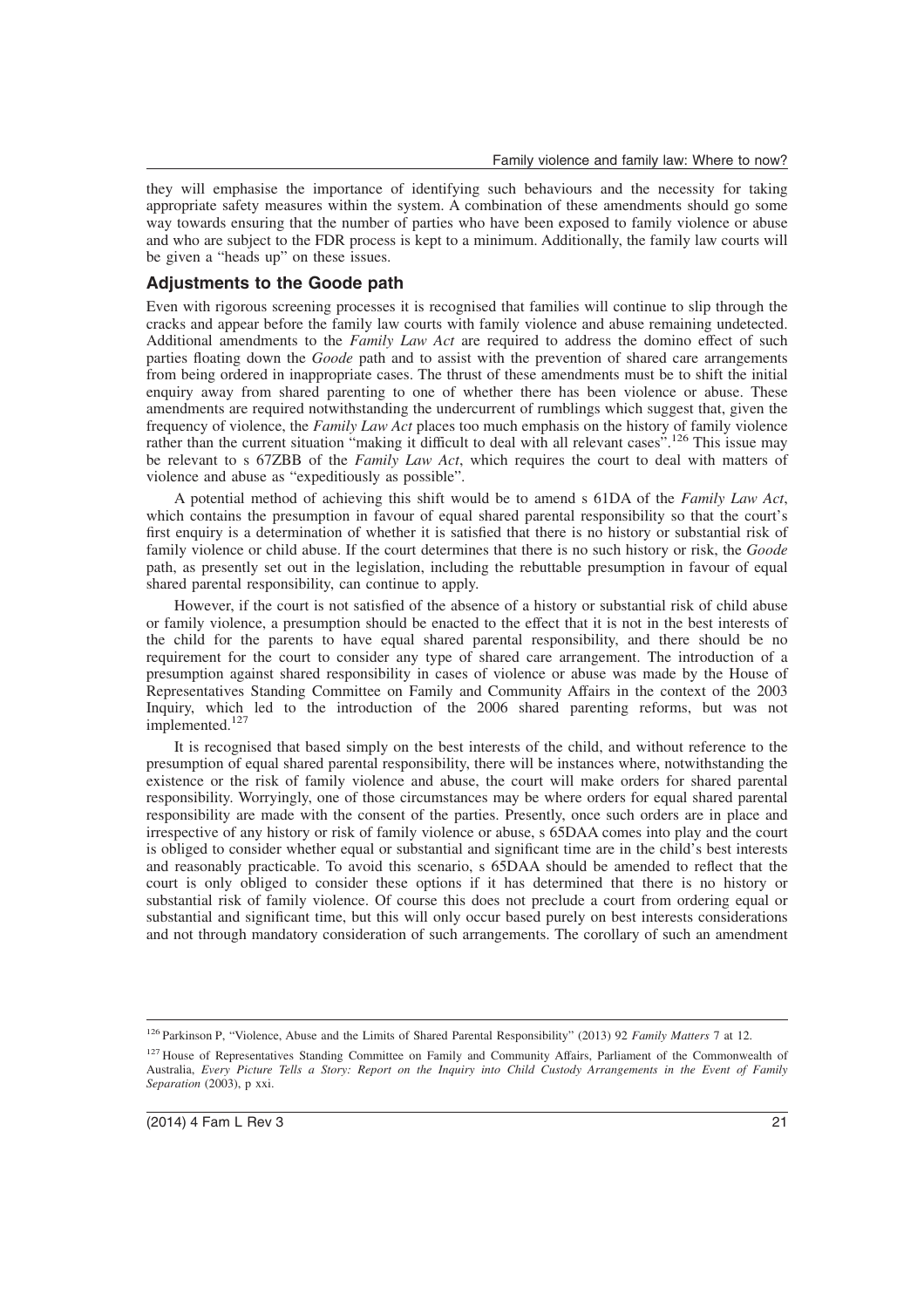they will emphasise the importance of identifying such behaviours and the necessity for taking appropriate safety measures within the system. A combination of these amendments should go some way towards ensuring that the number of parties who have been exposed to family violence or abuse and who are subject to the FDR process is kept to a minimum. Additionally, the family law courts will be given a "heads up" on these issues.

## Adjustments to the *Goode* path

Even with rigorous screening processes it is recognised that families will continue to slip through the cracks and appear before the family law courts with family violence and abuse remaining undetected. Additional amendments to the *Family Law Act* are required to address the domino effect of such parties floating down the *Goode* path and to assist with the prevention of shared care arrangements from being ordered in inappropriate cases. The thrust of these amendments must be to shift the initial enquiry away from shared parenting to one of whether there has been violence or abuse. These amendments are required notwithstanding the undercurrent of rumblings which suggest that, given the frequency of violence, the *Family Law Act* places too much emphasis on the history of family violence rather than the current situation "making it difficult to deal with all relevant cases".[126] This issue may be relevant to s 67ZBB of the *Family Law Act*, which requires the court to deal with matters of violence and abuse as "expeditiously as possible".

A potential method of achieving this shift would be to amend s 61DA of the *Family Law Act*, which contains the presumption in favour of equal shared parental responsibility so that the court's first enquiry is a determination of whether it is satisfied that there is no history or substantial risk of family violence or child abuse. If the court determines that there is no such history or risk, the *Goode* path, as presently set out in the legislation, including the rebuttable presumption in favour of equal shared parental responsibility, can continue to apply.

However, if the court is not satisfied of the absence of a history or substantial risk of child abuse or family violence, a presumption should be enacted to the effect that it is not in the best interests of the child for the parents to have equal shared parental responsibility, and there should be no requirement for the court to consider any type of shared care arrangement. The introduction of a presumption against shared responsibility in cases of violence or abuse was made by the House of Representatives Standing Committee on Family and Community Affairs in the context of the 2003 Inquiry, which led to the introduction of the 2006 shared parenting reforms, but was not implemented.[127]

It is recognised that based simply on the best interests of the child, and without reference to the presumption of equal shared parental responsibility, there will be instances where, notwithstanding the existence or the risk of family violence and abuse, the court will make orders for shared parental responsibility. Worryingly, one of those circumstances may be where orders for equal shared parental responsibility are made with the consent of the parties. Presently, once such orders are in place and irrespective of any history or risk of family violence or abuse, s 65DAA comes into play and the court is obliged to consider whether equal or substantial and significant time are in the child's best interests and reasonably practicable. To avoid this scenario, s 65DAA should be amended to reflect that the court is only obliged to consider these options if it has determined that there is no history or substantial risk of family violence. Of course this does not preclude a court from ordering equal or substantial and significant time, but this will only occur based purely on best interests considerations and not through mandatory consideration of such arrangements. The corollary of such an amendment

---

[126] Parkinson P, "Violence, Abuse and the Limits of Shared Parental Responsibility" (2013) 92 *Family Matters* 7 at 12.

[127] House of Representatives Standing Committee on Family and Community Affairs, Parliament of the Commonwealth of Australia, *Every Picture Tells a Story: Report on the Inquiry into Child Custody Arrangements in the Event of Family Separation* (2003), p xxi.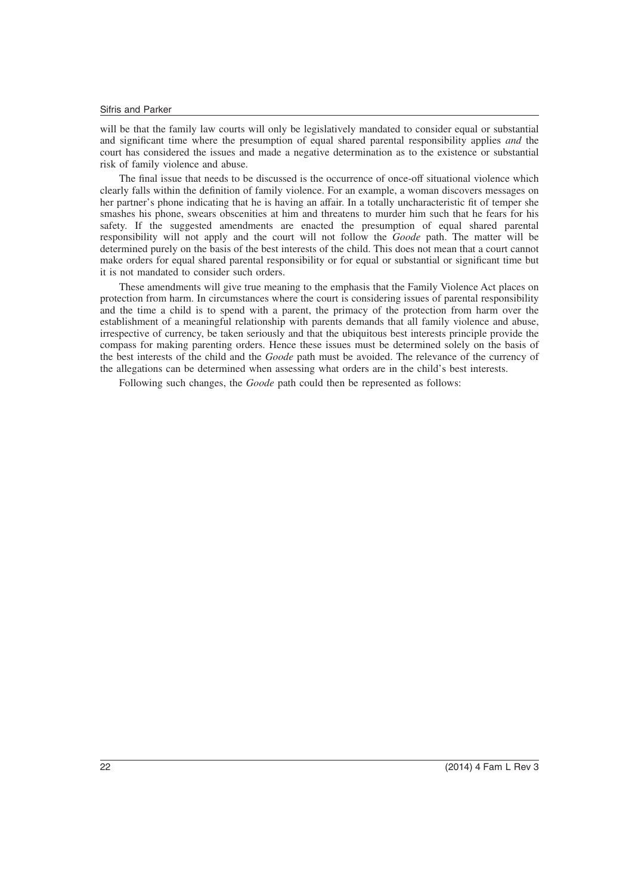will be that the family law courts will only be legislatively mandated to consider equal or substantial and significant time where the presumption of equal shared parental responsibility applies *and* the court has considered the issues and made a negative determination as to the existence or substantial risk of family violence and abuse.

The final issue that needs to be discussed is the occurrence of once-off situational violence which clearly falls within the definition of family violence. For an example, a woman discovers messages on her partner's phone indicating that he is having an affair. In a totally uncharacteristic fit of temper she smashes his phone, swears obscenities at him and threatens to murder him such that he fears for his safety. If the suggested amendments are enacted the presumption of equal shared parental responsibility will not apply and the court will not follow the *Goode* path. The matter will be determined purely on the basis of the best interests of the child. This does not mean that a court cannot make orders for equal shared parental responsibility or for equal or substantial or significant time but it is not mandated to consider such orders.

These amendments will give true meaning to the emphasis that the Family Violence Act places on protection from harm. In circumstances where the court is considering issues of parental responsibility and the time a child is to spend with a parent, the primacy of the protection from harm over the establishment of a meaningful relationship with parents demands that all family violence and abuse, irrespective of currency, be taken seriously and that the ubiquitous best interests principle provide the compass for making parenting orders. Hence these issues must be determined solely on the basis of the best interests of the child and the *Goode* path must be avoided. The relevance of the currency of the allegations can be determined when assessing what orders are in the child's best interests.

Following such changes, the *Goode* path could then be represented as follows: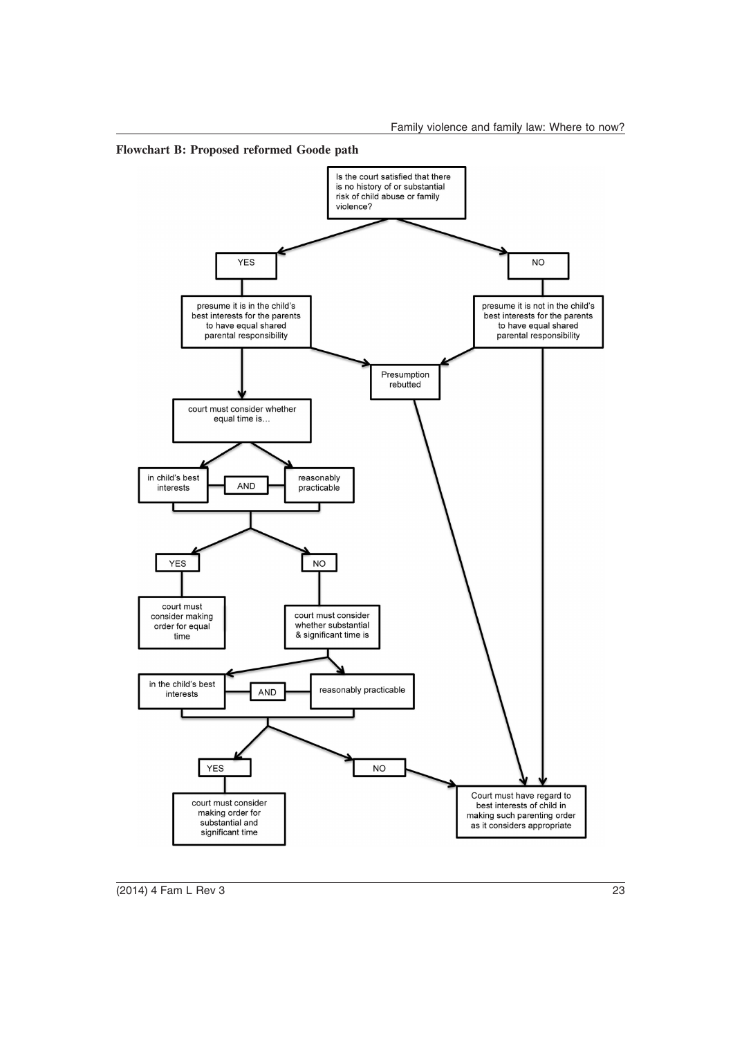**Flowchart B: Proposed reformed Goode path**

Is the court satisfied that there is no history of or substantial risk of child abuse or family violence?

YES

presume it is in the child's best interests for the parents to have equal shared parental responsibility

NO

presume it is not in the child's best interests for the parents to have equal shared parental responsibility

Presumption rebutted

court must consider whether equal time is…

in child's best interests

AND

reasonably practicable

YES

court must consider making order for equal time

NO

court must consider whether substantial & significant time is

in the child's best interests

AND

reasonably practicable

YES

court must consider making order for substantial and significant time

NO

Court must have regard to best interests of child in making such parenting order as it considers appropriate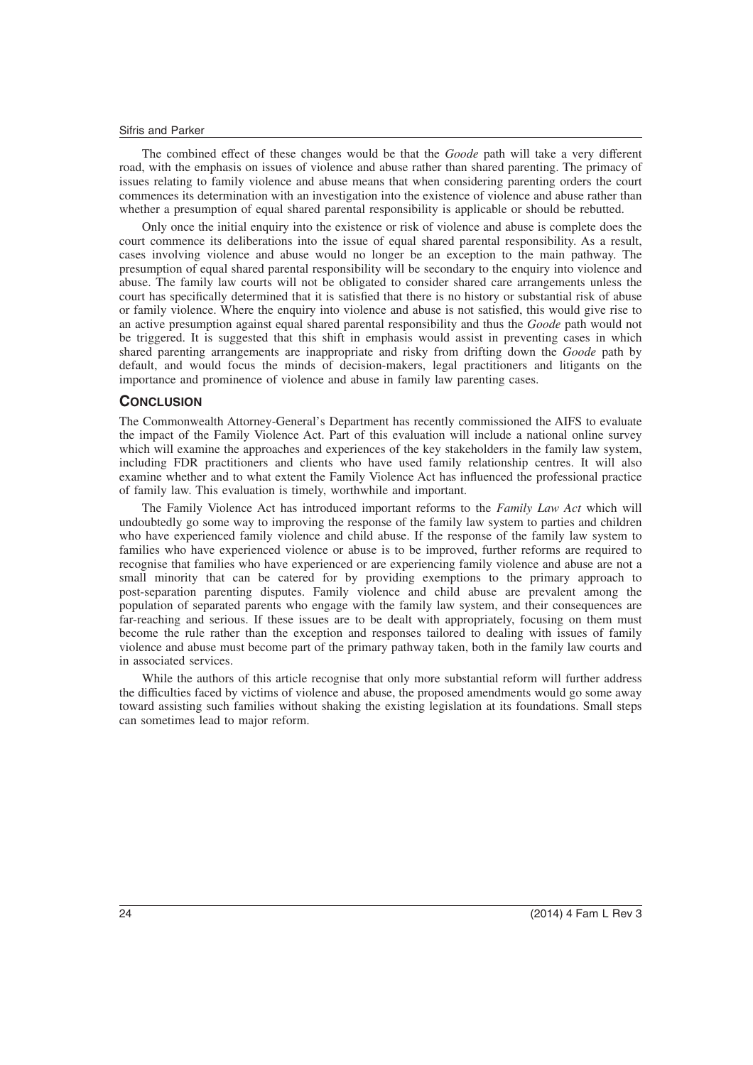The combined effect of these changes would be that the *Goode* path will take a very different road, with the emphasis on issues of violence and abuse rather than shared parenting. The primacy of issues relating to family violence and abuse means that when considering parenting orders the court commences its determination with an investigation into the existence of violence and abuse rather than whether a presumption of equal shared parental responsibility is applicable or should be rebutted.

Only once the initial enquiry into the existence or risk of violence and abuse is complete does the court commence its deliberations into the issue of equal shared parental responsibility. As a result, cases involving violence and abuse would no longer be an exception to the main pathway. The presumption of equal shared parental responsibility will be secondary to the enquiry into violence and abuse. The family law courts will not be obligated to consider shared care arrangements unless the court has specifically determined that it is satisfied that there is no history or substantial risk of abuse or family violence. Where the enquiry into violence and abuse is not satisfied, this would give rise to an active presumption against equal shared parental responsibility and thus the *Goode* path would not be triggered. It is suggested that this shift in emphasis would assist in preventing cases in which shared parenting arrangements are inappropriate and risky from drifting down the *Goode* path by default, and would focus the minds of decision-makers, legal practitioners and litigants on the importance and prominence of violence and abuse in family law parenting cases.

## Conclusion

The Commonwealth Attorney-General's Department has recently commissioned the AIFS to evaluate the impact of the Family Violence Act. Part of this evaluation will include a national online survey which will examine the approaches and experiences of the key stakeholders in the family law system, including FDR practitioners and clients who have used family relationship centres. It will also examine whether and to what extent the Family Violence Act has influenced the professional practice of family law. This evaluation is timely, worthwhile and important.

The Family Violence Act has introduced important reforms to the *Family Law Act* which will undoubtedly go some way to improving the response of the family law system to parties and children who have experienced family violence and child abuse. If the response of the family law system to families who have experienced violence or abuse is to be improved, further reforms are required to recognise that families who have experienced or are experiencing family violence and abuse are not a small minority that can be catered for by providing exemptions to the primary approach to post-separation parenting disputes. Family violence and child abuse are prevalent among the population of separated parents who engage with the family law system, and their consequences are far-reaching and serious. If these issues are to be dealt with appropriately, focusing on them must become the rule rather than the exception and responses tailored to dealing with issues of family violence and abuse must become part of the primary pathway taken, both in the family law courts and in associated services.

While the authors of this article recognise that only more substantial reform will further address the difficulties faced by victims of violence and abuse, the proposed amendments would go some away toward assisting such families without shaking the existing legislation at its foundations. Small steps can sometimes lead to major reform.